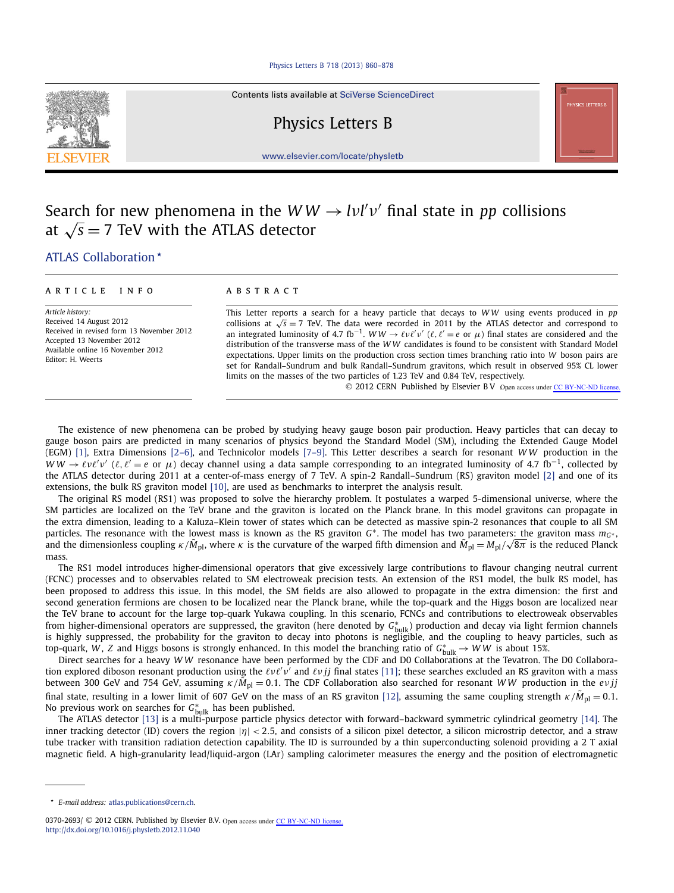# Search for new phenomena in the $WW \to l\nu l'\nu'$ final state in $pp$ collisions at $\sqrt{s} = 7$ TeV with the ATLAS detector

ATLAS Collaboration *

## ARTICLE INFO

*Article history:*
Received 14 August 2012
Received in revised form 13 November 2012
Accepted 13 November 2012
Available online 16 November 2012
Editor: H. Weerts

## ABSTRACT

This Letter reports a search for a heavy particle that decays to $WW$ using events produced in $pp$ collisions at $\sqrt{s} = 7$ TeV. The data were recorded in 2011 by the ATLAS detector and correspond to an integrated luminosity of 4.7 fb$^{-1}$. $WW \to \ell\nu\ell'\nu'$ ($\ell, \ell' = e$ or $\mu$) final states are considered and the distribution of the transverse mass of the $WW$ candidates is found to be consistent with Standard Model expectations. Upper limits on the production cross section times branching ratio into $W$ boson pairs are set for Randall–Sundrum and bulk Randall–Sundrum gravitons, which result in observed 95% CL lower limits on the masses of the two particles of 1.23 TeV and 0.84 TeV, respectively.

© 2012 CERN Published by Elsevier B.V. Open access under CC BY-NC-ND license.

The existence of new phenomena can be probed by studying heavy gauge boson pair production. Heavy particles that can decay to gauge boson pairs are predicted in many scenarios of physics beyond the Standard Model (SM), including the Extended Gauge Model (EGM) [1], Extra Dimensions [2–6], and Technicolor models [7–9]. This Letter describes a search for resonant $WW$ production in the $WW \to \ell\nu\ell'\nu'$ ($\ell, \ell' = e$ or $\mu$) decay channel using a data sample corresponding to an integrated luminosity of 4.7 fb$^{-1}$, collected by the ATLAS detector during 2011 at a center-of-mass energy of 7 TeV. A spin-2 Randall–Sundrum (RS) graviton model [2] and one of its extensions, the bulk RS graviton model [10], are used as benchmarks to interpret the analysis result.

The original RS model (RS1) was proposed to solve the hierarchy problem. It postulates a warped 5-dimensional universe, where the SM particles are localized on the TeV brane and the graviton is located on the Planck brane. In this model gravitons can propagate in the extra dimension, leading to a Kaluza–Klein tower of states which can be detected as massive spin-2 resonances that couple to all SM particles. The resonance with the lowest mass is known as the RS graviton $G^*$. The model has two parameters: the graviton mass $m_{G^*}$, and the dimensionless coupling $\kappa/\bar{M}_{\rm pl}$, where $\kappa$ is the curvature of the warped fifth dimension and $\bar{M}_{\rm pl} = M_{\rm pl}/\sqrt{8\pi}$ is the reduced Planck mass.

The RS1 model introduces higher-dimensional operators that give excessively large contributions to flavour changing neutral current (FCNC) processes and to observables related to SM electroweak precision tests. An extension of the RS1 model, the bulk RS model, has been proposed to address this issue. In this model, the SM fields are also allowed to propagate in the extra dimension: the first and second generation fermions are chosen to be localized near the Planck brane, while the top-quark and the Higgs boson are localized near the TeV brane to account for the large top-quark Yukawa coupling. In this scenario, FCNCs and contributions to electroweak observables from higher-dimensional operators are suppressed, the graviton (here denoted by $G^*_{\rm bulk}$) production and decay via light fermion channels is highly suppressed, the probability for the graviton to decay into photons is negligible, and the coupling to heavy particles, such as top-quark, $W$, $Z$ and Higgs bosons is strongly enhanced. In this model the branching ratio of $G^*_{\rm bulk} \to WW$ is about 15%.

Direct searches for a heavy $WW$ resonance have been performed by the CDF and D0 Collaborations at the Tevatron. The D0 Collaboration explored diboson resonant production using the $\ell\nu\ell'\nu'$ and $\ell\nu jj$ final states [11]; these searches excluded an RS graviton with a mass between 300 GeV and 754 GeV, assuming $\kappa/\bar{M}_{\rm pl} = 0.1$. The CDF Collaboration also searched for resonant $WW$ production in the $e\nu jj$ final state, resulting in a lower limit of 607 GeV on the mass of an RS graviton [12], assuming the same coupling strength $\kappa/\bar{M}_{\rm pl} = 0.1$. No previous work on searches for $G^*_{\rm bulk}$ has been published.

The ATLAS detector [13] is a multi-purpose particle physics detector with forward–backward symmetric cylindrical geometry [14]. The inner tracking detector (ID) covers the region $|\eta| < 2.5$, and consists of a silicon pixel detector, a silicon microstrip detector, and a straw tube tracker with transition radiation detection capability. The ID is surrounded by a thin superconducting solenoid providing a 2 T axial magnetic field. A high-granularity lead/liquid-argon (LAr) sampling calorimeter measures the energy and the position of electromagnetic

---

* *E-mail address:* atlas.publications@cern.ch.

0370-2693/ © 2012 CERN. Published by Elsevier B.V. Open access under CC BY-NC-ND license.
http://dx.doi.org/10.1016/j.physletb.2012.11.040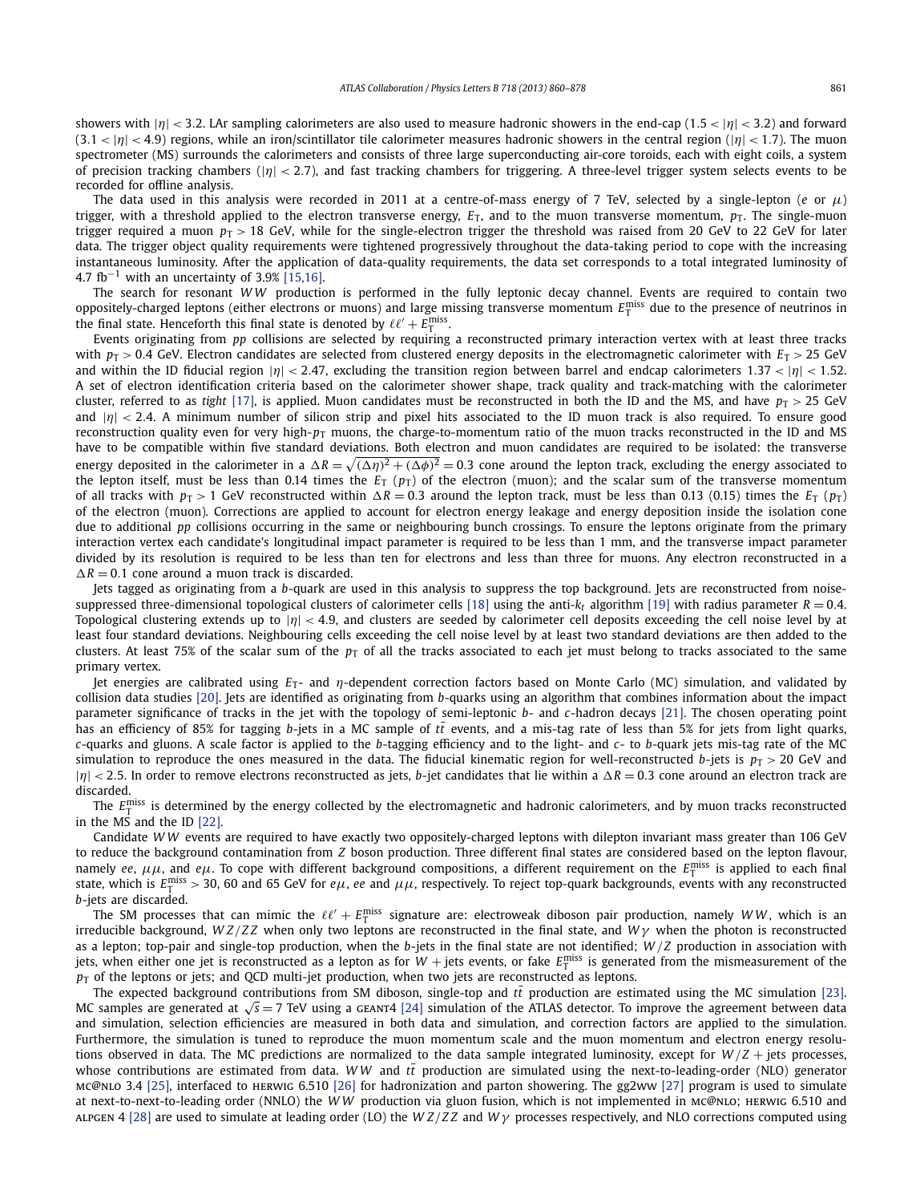showers with $|\eta| < 3.2$. LAr sampling calorimeters are also used to measure hadronic showers in the end-cap ($1.5 < |\eta| < 3.2$) and forward ($3.1 < |\eta| < 4.9$) regions, while an iron/scintillator tile calorimeter measures hadronic showers in the central region ($|\eta| < 1.7$). The muon spectrometer (MS) surrounds the calorimeters and consists of three large superconducting air-core toroids, each with eight coils, a system of precision tracking chambers ($|\eta| < 2.7$), and fast tracking chambers for triggering. A three-level trigger system selects events to be recorded for offline analysis.

The data used in this analysis were recorded in 2011 at a centre-of-mass energy of 7 TeV, selected by a single-lepton ($e$ or $\mu$) trigger, with a threshold applied to the electron transverse energy, $E_T$, and to the muon transverse momentum, $p_T$. The single-muon trigger required a muon $p_T > 18$ GeV, while for the single-electron trigger the threshold was raised from 20 GeV to 22 GeV for later data. The trigger object quality requirements were tightened progressively throughout the data-taking period to cope with the increasing instantaneous luminosity. After the application of data-quality requirements, the data set corresponds to a total integrated luminosity of 4.7 fb$^{-1}$ with an uncertainty of 3.9% [15,16].

The search for resonant $WW$ production is performed in the fully leptonic decay channel. Events are required to contain two oppositely-charged leptons (either electrons or muons) and large missing transverse momentum $E_T^{\text{miss}}$ due to the presence of neutrinos in the final state. Henceforth this final state is denoted by $\ell\ell' + E_T^{\text{miss}}$.

Events originating from $pp$ collisions are selected by requiring a reconstructed primary interaction vertex with at least three tracks with $p_T > 0.4$ GeV. Electron candidates are selected from clustered energy deposits in the electromagnetic calorimeter with $E_T > 25$ GeV and within the ID fiducial region $|\eta| < 2.47$, excluding the transition region between barrel and endcap calorimeters $1.37 < |\eta| < 1.52$. A set of electron identification criteria based on the calorimeter shower shape, track quality and track-matching with the calorimeter cluster, referred to as *tight* [17], is applied. Muon candidates must be reconstructed in both the ID and the MS, and have $p_T > 25$ GeV and $|\eta| < 2.4$. A minimum number of silicon strip and pixel hits associated to the ID muon track is also required. To ensure good reconstruction quality even for very high-$p_T$ muons, the charge-to-momentum ratio of the muon tracks reconstructed in the ID and MS have to be compatible within five standard deviations. Both electron and muon candidates are required to be isolated: the transverse energy deposited in the calorimeter in a $\Delta R = \sqrt{(\Delta\eta)^2 + (\Delta\phi)^2} = 0.3$ cone around the lepton track, excluding the energy associated to the lepton itself, must be less than 0.14 times the $E_T$ ($p_T$) of the electron (muon); and the scalar sum of the transverse momentum of all tracks with $p_T > 1$ GeV reconstructed within $\Delta R = 0.3$ around the lepton track, must be less than 0.13 (0.15) times the $E_T$ ($p_T$) of the electron (muon). Corrections are applied to account for electron energy leakage and energy deposition inside the isolation cone due to additional $pp$ collisions occurring in the same or neighbouring bunch crossings. To ensure the leptons originate from the primary interaction vertex each candidate's longitudinal impact parameter is required to be less than 1 mm, and the transverse impact parameter divided by its resolution is required to be less than ten for electrons and less than three for muons. Any electron reconstructed in a $\Delta R = 0.1$ cone around a muon track is discarded.

Jets tagged as originating from a $b$-quark are used in this analysis to suppress the top background. Jets are reconstructed from noise-suppressed three-dimensional topological clusters of calorimeter cells [18] using the anti-$k_t$ algorithm [19] with radius parameter $R = 0.4$. Topological clustering extends up to $|\eta| < 4.9$, and clusters are seeded by calorimeter cell deposits exceeding the cell noise level by at least four standard deviations. Neighbouring cells exceeding the cell noise level by at least two standard deviations are then added to the clusters. At least 75% of the scalar sum of the $p_T$ of all the tracks associated to each jet must belong to tracks associated to the same primary vertex.

Jet energies are calibrated using $E_T$- and $\eta$-dependent correction factors based on Monte Carlo (MC) simulation, and validated by collision data studies [20]. Jets are identified as originating from $b$-quarks using an algorithm that combines information about the impact parameter significance of tracks in the jet with the topology of semi-leptonic $b$- and $c$-hadron decays [21]. The chosen operating point has an efficiency of 85% for tagging $b$-jets in a MC sample of $t\bar{t}$ events, and a mis-tag rate of less than 5% for jets from light quarks, $c$-quarks and gluons. A scale factor is applied to the $b$-tagging efficiency and to the light- and $c$- to $b$-quark jets mis-tag rate of the MC simulation to reproduce the ones measured in the data. The fiducial kinematic region for well-reconstructed $b$-jets is $p_T > 20$ GeV and $|\eta| < 2.5$. In order to remove electrons reconstructed as jets, $b$-jet candidates that lie within a $\Delta R = 0.3$ cone around an electron track are discarded.

The $E_T^{\text{miss}}$ is determined by the energy collected by the electromagnetic and hadronic calorimeters, and by muon tracks reconstructed in the MS and the ID [22].

Candidate $WW$ events are required to have exactly two oppositely-charged leptons with dilepton invariant mass greater than 106 GeV to reduce the background contamination from $Z$ boson production. Three different final states are considered based on the lepton flavour, namely $ee$, $\mu\mu$, and $e\mu$. To cope with different background compositions, a different requirement on the $E_T^{\text{miss}}$ is applied to each final state, which is $E_T^{\text{miss}} > 30$, 60 and 65 GeV for $e\mu$, $ee$ and $\mu\mu$, respectively. To reject top-quark backgrounds, events with any reconstructed $b$-jets are discarded.

The SM processes that can mimic the $\ell\ell' + E_T^{\text{miss}}$ signature are: electroweak diboson pair production, namely $WW$, which is an irreducible background, $WZ/ZZ$ when only two leptons are reconstructed in the final state, and $W\gamma$ when the photon is reconstructed as a lepton; top-pair and single-top production, when the $b$-jets in the final state are not identified; $W/Z$ production in association with jets, when either one jet is reconstructed as a lepton as for $W$ + jets events, or fake $E_T^{\text{miss}}$ is generated from the mismeasurement of the $p_T$ of the leptons or jets; and QCD multi-jet production, when two jets are reconstructed as leptons.

The expected background contributions from SM diboson, single-top and $t\bar{t}$ production are estimated using the MC simulation [23]. MC samples are generated at $\sqrt{s} = 7$ TeV using a GEANT4 [24] simulation of the ATLAS detector. To improve the agreement between data and simulation, selection efficiencies are measured in both data and simulation, and correction factors are applied to the simulation. Furthermore, the simulation is tuned to reproduce the muon momentum scale and the muon momentum and electron energy resolutions observed in data. The MC predictions are normalized to the data sample integrated luminosity, except for $W/Z$ + jets processes, whose contributions are estimated from data. $WW$ and $t\bar{t}$ production are simulated using the next-to-leading-order (NLO) generator MC@NLO 3.4 [25], interfaced to HERWIG 6.510 [26] for hadronization and parton showering. The gg2WW [27] program is used to simulate at next-to-next-to-leading order (NNLO) the $WW$ production via gluon fusion, which is not implemented in MC@NLO; HERWIG 6.510 and ALPGEN 4 [28] are used to simulate at leading order (LO) the $WZ/ZZ$ and $W\gamma$ processes respectively, and NLO corrections computed using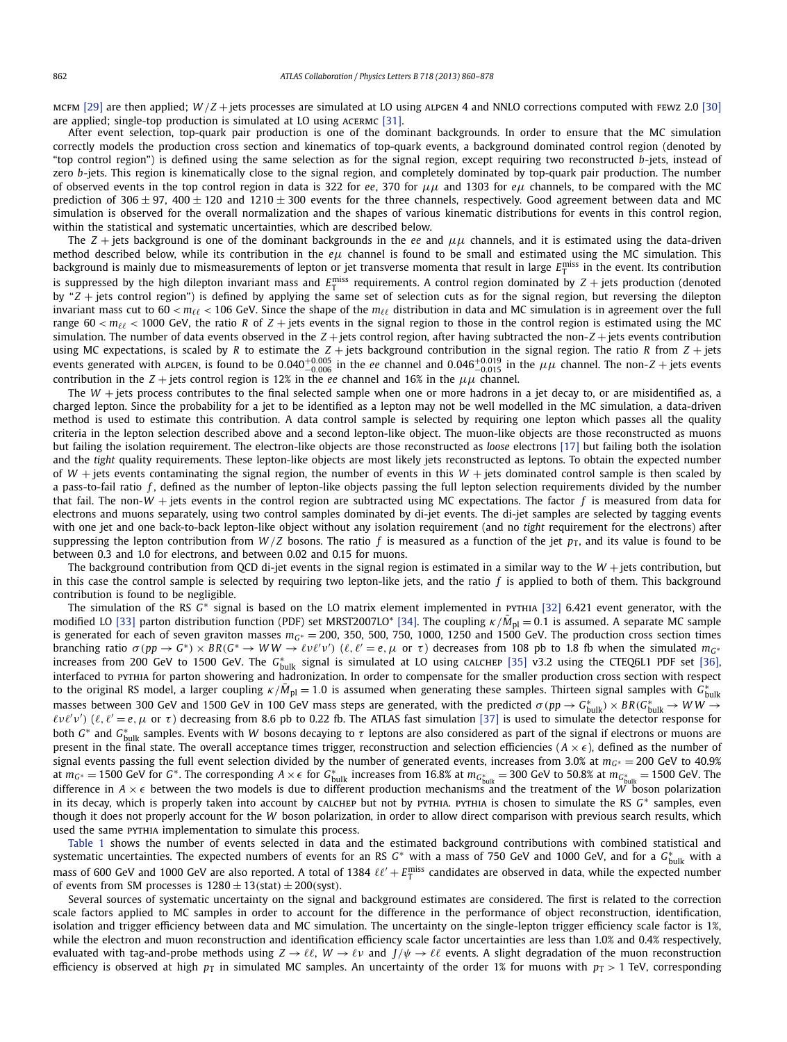MCFM [29] are then applied; $W/Z+$jets processes are simulated at LO using ALPGEN 4 and NNLO corrections computed with FEWZ 2.0 [30] are applied; single-top production is simulated at LO using ACERMC [31].

After event selection, top-quark pair production is one of the dominant backgrounds. In order to ensure that the MC simulation correctly models the production cross section and kinematics of top-quark events, a background dominated control region (denoted by "top control region") is defined using the same selection as for the signal region, except requiring two reconstructed $b$-jets, instead of zero $b$-jets. This region is kinematically close to the signal region, and completely dominated by top-quark pair production. The number of observed events in the top control region in data is 322 for $ee$, 370 for $\mu\mu$ and 1303 for $e\mu$ channels, to be compared with the MC prediction of $306 \pm 97$, $400 \pm 120$ and $1210 \pm 300$ events for the three channels, respectively. Good agreement between data and MC simulation is observed for the overall normalization and the shapes of various kinematic distributions for events in this control region, within the statistical and systematic uncertainties, which are described below.

The $Z+$jets background is one of the dominant backgrounds in the $ee$ and $\mu\mu$ channels, and it is estimated using the data-driven method described below, while its contribution in the $e\mu$ channel is found to be small and estimated using the MC simulation. This background is mainly due to mismeasurements of lepton or jet transverse momenta that result in large $E_{\mathrm{T}}^{\mathrm{miss}}$ in the event. Its contribution is suppressed by the high dilepton invariant mass and $E_{\mathrm{T}}^{\mathrm{miss}}$ requirements. A control region dominated by $Z+$jets production (denoted by "$Z+$jets control region") is defined by applying the same set of selection cuts as for the signal region, but reversing the dilepton invariant mass cut to $60 < m_{\ell\ell} < 106$ GeV. Since the shape of the $m_{\ell\ell}$ distribution in data and MC simulation is in agreement over the full range $60 < m_{\ell\ell} < 1000$ GeV, the ratio $R$ of $Z+$jets events in the signal region to those in the control region is estimated using the MC simulation. The number of data events observed in the $Z+$jets control region, after having subtracted the non-$Z+$jets events contribution using MC expectations, is scaled by $R$ to estimate the $Z+$jets background contribution in the signal region. The ratio $R$ from $Z+$jets events generated with ALPGEN, is found to be $0.040^{+0.005}_{-0.006}$ in the $ee$ channel and $0.046^{+0.019}_{-0.015}$ in the $\mu\mu$ channel. The non-$Z+$jets events contribution in the $Z+$jets control region is 12% in the $ee$ channel and 16% in the $\mu\mu$ channel.

The $W+$jets process contributes to the final selected sample when one or more hadrons in a jet decay to, or are misidentified as, a charged lepton. Since the probability for a jet to be identified as a lepton may not be well modelled in the MC simulation, a data-driven method is used to estimate this contribution. A data control sample is selected by requiring one lepton which passes all the quality criteria in the lepton selection described above and a second lepton-like object. The muon-like objects are those reconstructed as muons but failing the isolation requirement. The electron-like objects are those reconstructed as *loose* electrons [17] but failing both the isolation and the *tight* quality requirements. These lepton-like objects are most likely jets reconstructed as leptons. To obtain the expected number of $W+$jets events contaminating the signal region, the number of events in this $W+$jets dominated control sample is then scaled by a pass-to-fail ratio $f$, defined as the number of lepton-like objects passing the full lepton selection requirements divided by the number that fail. The non-$W+$jets events in the control region are subtracted using MC expectations. The factor $f$ is measured from data for electrons and muons separately, using two control samples dominated by di-jet events. The di-jet samples are selected by tagging events with one jet and one back-to-back lepton-like object without any isolation requirement (and no *tight* requirement for the electrons) after suppressing the lepton contribution from $W/Z$ bosons. The ratio $f$ is measured as a function of the jet $p_{\mathrm{T}}$, and its value is found to be between 0.3 and 1.0 for electrons, and between 0.02 and 0.15 for muons.

The background contribution from QCD di-jet events in the signal region is estimated in a similar way to the $W+$jets contribution, but in this case the control sample is selected by requiring two lepton-like jets, and the ratio $f$ is applied to both of them. This background contribution is found to be negligible.

The simulation of the RS $G^*$ signal is based on the LO matrix element implemented in PYTHIA [32] 6.421 event generator, with the modified LO [33] parton distribution function (PDF) set MRST2007LO* [34]. The coupling $\kappa/\bar{M}_{\mathrm{pl}} = 0.1$ is assumed. A separate MC sample is generated for each of seven graviton masses $m_{G^*} = 200$, 350, 500, 750, 1000, 1250 and 1500 GeV. The production cross section times branching ratio $\sigma(pp \to G^*) \times BR(G^* \to WW \to \ell\nu\ell'\nu')$ ($\ell, \ell' = e, \mu$ or $\tau$) decreases from 108 pb to 1.8 fb when the simulated $m_{G^*}$ increases from 200 GeV to 1500 GeV. The $G^*_{\mathrm{bulk}}$ signal is simulated at LO using CALCHEP [35] v3.2 using the CTEQ6L1 PDF set [36], interfaced to PYTHIA for parton showering and hadronization. In order to compensate for the smaller production cross section with respect to the original RS model, a larger coupling $\kappa/\bar{M}_{\mathrm{pl}} = 1.0$ is assumed when generating these samples. Thirteen signal samples with $G^*_{\mathrm{bulk}}$ masses between 300 GeV and 1500 GeV in 100 GeV mass steps are generated, with the predicted $\sigma(pp \to G^*_{\mathrm{bulk}}) \times BR(G^*_{\mathrm{bulk}} \to WW \to \ell\nu\ell'\nu')$ ($\ell, \ell' = e, \mu$ or $\tau$) decreasing from 8.6 pb to 0.22 fb. The ATLAS fast simulation [37] is used to simulate the detector response for both $G^*$ and $G^*_{\mathrm{bulk}}$ samples. Events with $W$ bosons decaying to $\tau$ leptons are also considered as part of the signal if electrons or muons are present in the final state. The overall acceptance times trigger, reconstruction and selection efficiencies ($A \times \epsilon$), defined as the number of signal events passing the full event selection divided by the number of generated events, increases from 3.0% at $m_{G^*} = 200$ GeV to 40.9% at $m_{G^*} = 1500$ GeV for $G^*$. The corresponding $A \times \epsilon$ for $G^*_{\mathrm{bulk}}$ increases from 16.8% at $m_{G^*_{\mathrm{bulk}}} = 300$ GeV to 50.8% at $m_{G^*_{\mathrm{bulk}}} = 1500$ GeV. The difference in $A \times \epsilon$ between the two models is due to different production mechanisms and the treatment of the $W$ boson polarization in its decay, which is properly taken into account by CALCHEP but not by PYTHIA. PYTHIA is chosen to simulate the RS $G^*$ samples, even though it does not properly account for the $W$ boson polarization, in order to allow direct comparison with previous search results, which used the same PYTHIA implementation to simulate this process.

Table 1 shows the number of events selected in data and the estimated background contributions with combined statistical and systematic uncertainties. The expected numbers of events for an RS $G^*$ with a mass of 750 GeV and 1000 GeV, and for a $G^*_{\mathrm{bulk}}$ with a mass of 600 GeV and 1000 GeV are also reported. A total of 1384 $\ell\ell' + E_{\mathrm{T}}^{\mathrm{miss}}$ candidates are observed in data, while the expected number of events from SM processes is $1280 \pm 13(\mathrm{stat}) \pm 200(\mathrm{syst})$.

Several sources of systematic uncertainty on the signal and background estimates are considered. The first is related to the correction scale factors applied to MC samples in order to account for the difference in the performance of object reconstruction, identification, isolation and trigger efficiency between data and MC simulation. The uncertainty on the single-lepton trigger efficiency scale factor is 1%, while the electron and muon reconstruction and identification efficiency scale factor uncertainties are less than 1.0% and 0.4% respectively, evaluated with tag-and-probe methods using $Z \to \ell\ell$, $W \to \ell\nu$ and $J/\psi \to \ell\ell$ events. A slight degradation of the muon reconstruction efficiency is observed at high $p_{\mathrm{T}}$ in simulated MC samples. An uncertainty of the order 1% for muons with $p_{\mathrm{T}} > 1$ TeV, corresponding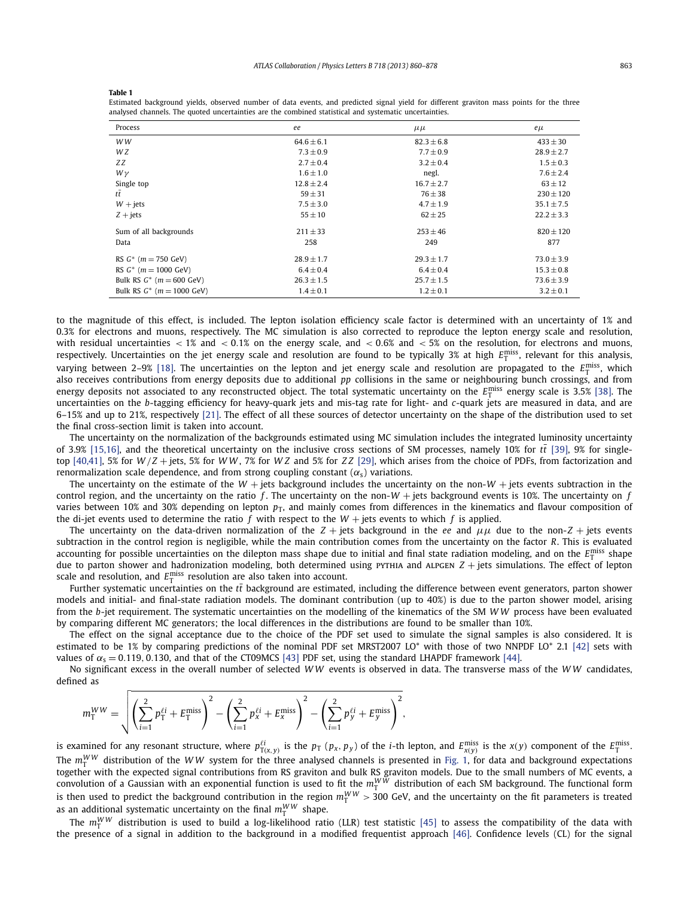**Table 1**
Estimated background yields, observed number of data events, and predicted signal yield for different graviton mass points for the three analysed channels. The quoted uncertainties are the combined statistical and systematic uncertainties.

| Process | $ee$ | $\mu\mu$ | $e\mu$ |
|---|---|---|---|
| $WW$ | $64.6 \pm 6.1$ | $82.3 \pm 6.8$ | $433 \pm 30$ |
| $WZ$ | $7.3 \pm 0.9$ | $7.7 \pm 0.9$ | $28.9 \pm 2.7$ |
| $ZZ$ | $2.7 \pm 0.4$ | $3.2 \pm 0.4$ | $1.5 \pm 0.3$ |
| $W\gamma$ | $1.6 \pm 1.0$ | negl. | $7.6 \pm 2.4$ |
| Single top | $12.8 \pm 2.4$ | $16.7 \pm 2.7$ | $63 \pm 12$ |
| $t\bar{t}$ | $59 \pm 31$ | $76 \pm 38$ | $230 \pm 120$ |
| $W +$ jets | $7.5 \pm 3.0$ | $4.7 \pm 1.9$ | $35.1 \pm 7.5$ |
| $Z +$ jets | $55 \pm 10$ | $62 \pm 25$ | $22.2 \pm 3.3$ |
| Sum of all backgrounds | $211 \pm 33$ | $253 \pm 46$ | $820 \pm 120$ |
| Data | 258 | 249 | 877 |
| RS $G^*$ ($m = 750$ GeV) | $28.9 \pm 1.7$ | $29.3 \pm 1.7$ | $73.0 \pm 3.9$ |
| RS $G^*$ ($m = 1000$ GeV) | $6.4 \pm 0.4$ | $6.4 \pm 0.4$ | $15.3 \pm 0.8$ |
| Bulk RS $G^*$ ($m = 600$ GeV) | $26.3 \pm 1.5$ | $25.7 \pm 1.5$ | $73.6 \pm 3.9$ |
| Bulk RS $G^*$ ($m = 1000$ GeV) | $1.4 \pm 0.1$ | $1.2 \pm 0.1$ | $3.2 \pm 0.1$ |

to the magnitude of this effect, is included. The lepton isolation efficiency scale factor is determined with an uncertainty of 1% and 0.3% for electrons and muons, respectively. The MC simulation is also corrected to reproduce the lepton energy scale and resolution, with residual uncertainties $< 1\%$ and $< 0.1\%$ on the energy scale, and $< 0.6\%$ and $< 5\%$ on the resolution, for electrons and muons, respectively. Uncertainties on the jet energy scale and resolution are found to be typically 3% at high $E_{\mathrm{T}}^{\mathrm{miss}}$, relevant for this analysis, varying between 2–9% [18]. The uncertainties on the lepton and jet energy scale and resolution are propagated to the $E_{\mathrm{T}}^{\mathrm{miss}}$, which also receives contributions from energy deposits due to additional $pp$ collisions in the same or neighbouring bunch crossings, and from energy deposits not associated to any reconstructed object. The total systematic uncertainty on the $E_{\mathrm{T}}^{\mathrm{miss}}$ energy scale is 3.5% [38]. The uncertainties on the $b$-tagging efficiency for heavy-quark jets and mis-tag rate for light- and $c$-quark jets are measured in data, and are 6–15% and up to 21%, respectively [21]. The effect of all these sources of detector uncertainty on the shape of the distribution used to set the final cross-section limit is taken into account.

The uncertainty on the normalization of the backgrounds estimated using MC simulation includes the integrated luminosity uncertainty of 3.9% [15,16], and the theoretical uncertainty on the inclusive cross sections of SM processes, namely 10% for $t\bar{t}$ [39], 9% for single-top [40,41], 5% for $W/Z +$ jets, 5% for $WW$, 7% for $WZ$ and 5% for $ZZ$ [29], which arises from the choice of PDFs, from factorization and renormalization scale dependence, and from strong coupling constant ($\alpha_s$) variations.

The uncertainty on the estimate of the $W +$ jets background includes the uncertainty on the non-$W +$ jets events subtraction in the control region, and the uncertainty on the ratio $f$. The uncertainty on the non-$W +$ jets background events is 10%. The uncertainty on $f$ varies between 10% and 30% depending on lepton $p_{\mathrm{T}}$, and mainly comes from differences in the kinematics and flavour composition of the di-jet events used to determine the ratio $f$ with respect to the $W +$ jets events to which $f$ is applied.

The uncertainty on the data-driven normalization of the $Z +$ jets background in the $ee$ and $\mu\mu$ due to the non-$Z +$ jets events subtraction in the control region is negligible, while the main contribution comes from the uncertainty on the factor $R$. This is evaluated accounting for possible uncertainties on the dilepton mass shape due to initial and final state radiation modeling, and on the $E_{\mathrm{T}}^{\mathrm{miss}}$ shape due to parton shower and hadronization modeling, both determined using PYTHIA and ALPGEN $Z +$ jets simulations. The effect of lepton scale and resolution, and $E_{\mathrm{T}}^{\mathrm{miss}}$ resolution are also taken into account.

Further systematic uncertainties on the $t\bar{t}$ background are estimated, including the difference between event generators, parton shower models and initial- and final-state radiation models. The dominant contribution (up to 40%) is due to the parton shower model, arising from the $b$-jet requirement. The systematic uncertainties on the modelling of the kinematics of the SM $WW$ process have been evaluated by comparing different MC generators; the local differences in the distributions are found to be smaller than 10%.

The effect on the signal acceptance due to the choice of the PDF set used to simulate the signal samples is also considered. It is estimated to be 1% by comparing predictions of the nominal PDF set MRST2007 LO* with those of two NNPDF LO* 2.1 [42] sets with values of $\alpha_s = 0.119, 0.130$, and that of the CT09MCS [43] PDF set, using the standard LHAPDF framework [44].

No significant excess in the overall number of selected $WW$ events is observed in data. The transverse mass of the $WW$ candidates, defined as

$$m_{\mathrm{T}}^{WW} = \sqrt{\left(\sum_{i=1}^{2} p_{\mathrm{T}}^{\ell i} + E_{\mathrm{T}}^{\mathrm{miss}}\right)^2 - \left(\sum_{i=1}^{2} p_{x}^{\ell i} + E_{x}^{\mathrm{miss}}\right)^2 - \left(\sum_{i=1}^{2} p_{y}^{\ell i} + E_{y}^{\mathrm{miss}}\right)^2},$$

is examined for any resonant structure, where $p_{\mathrm{T}(x,y)}^{\ell i}$ is the $p_{\mathrm{T}}$ ($p_x$, $p_y$) of the $i$-th lepton, and $E_{x(y)}^{\mathrm{miss}}$ is the $x(y)$ component of the $E_{\mathrm{T}}^{\mathrm{miss}}$. The $m_{\mathrm{T}}^{WW}$ distribution of the $WW$ system for the three analysed channels is presented in Fig. 1, for data and background expectations together with the expected signal contributions from RS graviton and bulk RS graviton models. Due to the small numbers of MC events, a convolution of a Gaussian with an exponential function is used to fit the $m_{\mathrm{T}}^{WW}$ distribution of each SM background. The functional form is then used to predict the background contribution in the region $m_{\mathrm{T}}^{WW} > 300$ GeV, and the uncertainty on the fit parameters is treated as an additional systematic uncertainty on the final $m_{\mathrm{T}}^{WW}$ shape.

The $m_{\mathrm{T}}^{WW}$ distribution is used to build a log-likelihood ratio (LLR) test statistic [45] to assess the compatibility of the data with the presence of a signal in addition to the background in a modified frequentist approach [46]. Confidence levels (CL) for the signal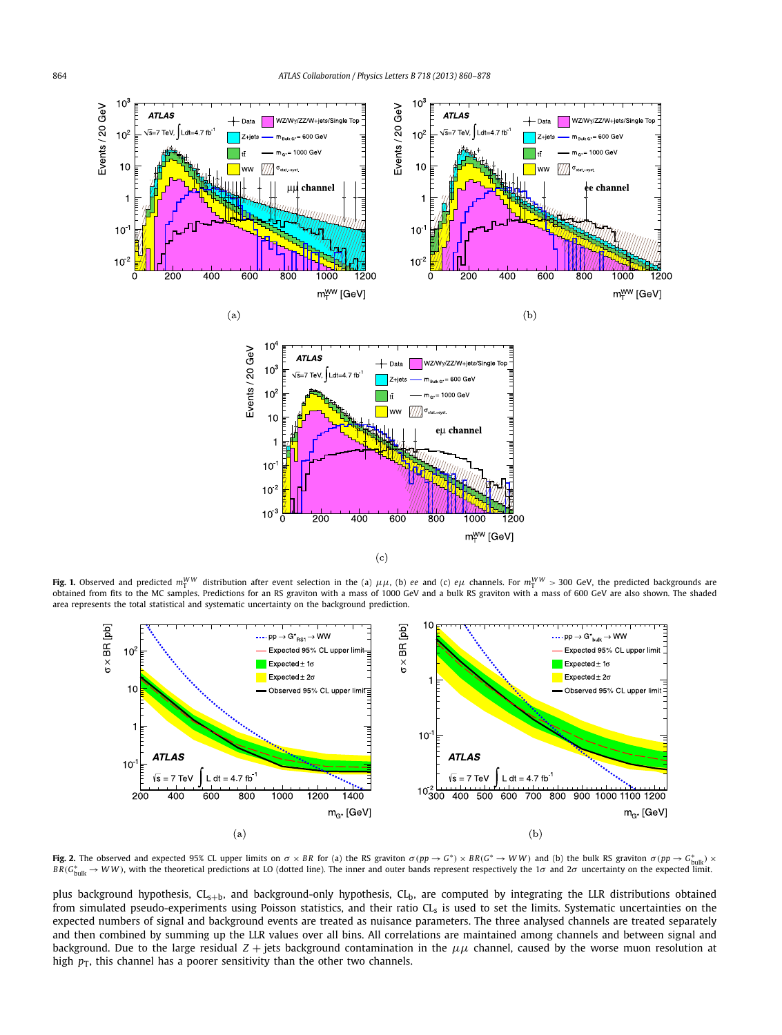**Fig. 1.** Observed and predicted $m_T^{WW}$ distribution after event selection in the (a) $\mu\mu$, (b) $ee$ and (c) $e\mu$ channels. For $m_T^{WW} > 300$ GeV, the predicted backgrounds are obtained from fits to the MC samples. Predictions for an RS graviton with a mass of 1000 GeV and a bulk RS graviton with a mass of 600 GeV are also shown. The shaded area represents the total statistical and systematic uncertainty on the background prediction.

**Fig. 2.** The observed and expected 95% CL upper limits on $\sigma \times BR$ for (a) the RS graviton $\sigma(pp \to G^*) \times BR(G^* \to WW)$ and (b) the bulk RS graviton $\sigma(pp \to G^*_{\text{bulk}}) \times BR(G^*_{\text{bulk}} \to WW)$, with the theoretical predictions at LO (dotted line). The inner and outer bands represent respectively the $1\sigma$ and $2\sigma$ uncertainty on the expected limit.

plus background hypothesis, $\text{CL}_{s+b}$, and background-only hypothesis, $\text{CL}_b$, are computed by integrating the LLR distributions obtained from simulated pseudo-experiments using Poisson statistics, and their ratio $\text{CL}_s$ is used to set the limits. Systematic uncertainties on the expected numbers of signal and background events are treated as nuisance parameters. The three analysed channels are treated separately and then combined by summing up the LLR values over all bins. All correlations are maintained among channels and between signal and background. Due to the large residual $Z$ + jets background contamination in the $\mu\mu$ channel, caused by the worse muon resolution at high $p_T$, this channel has a poorer sensitivity than the other two channels.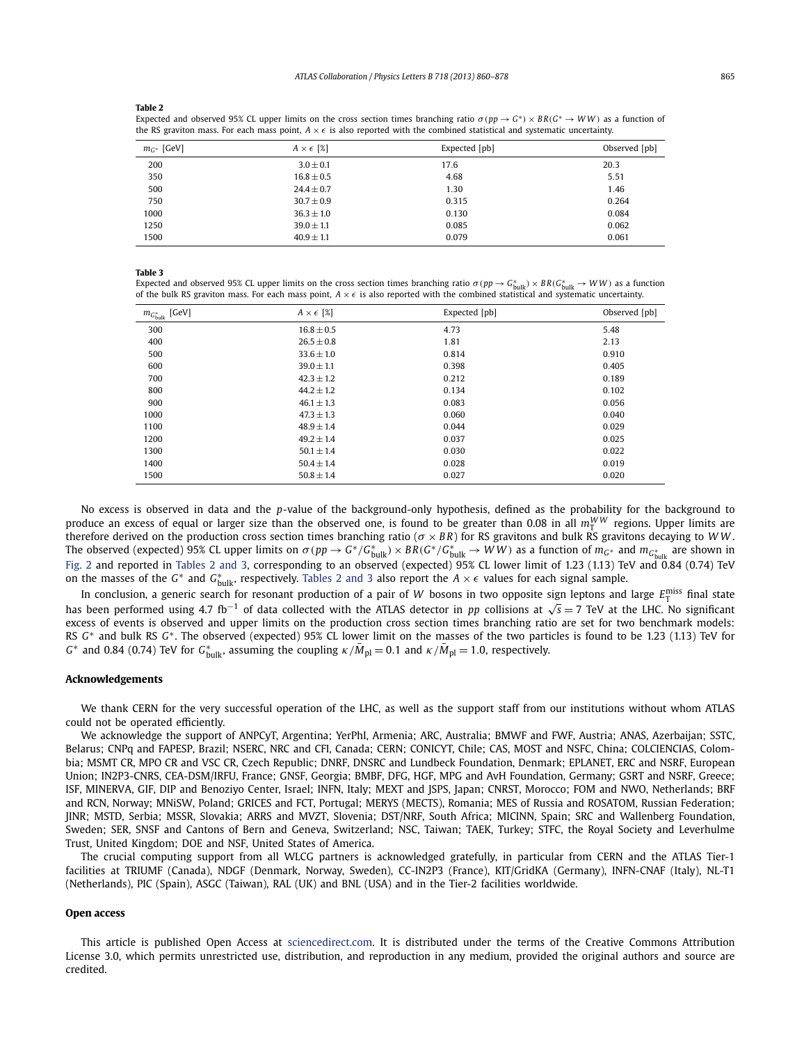**Table 2**

Expected and observed 95% CL upper limits on the cross section times branching ratio $\sigma(pp \to G^*) \times BR(G^* \to WW)$ as a function of the RS graviton mass. For each mass point, $A \times \epsilon$ is also reported with the combined statistical and systematic uncertainty.

| $m_{G^*}$ [GeV] | $A \times \epsilon$ [%] | Expected [pb] | Observed [pb] |
|---|---|---|---|
| 200 | $3.0 \pm 0.1$ | 17.6 | 20.3 |
| 350 | $16.8 \pm 0.5$ | 4.68 | 5.51 |
| 500 | $24.4 \pm 0.7$ | 1.30 | 1.46 |
| 750 | $30.7 \pm 0.9$ | 0.315 | 0.264 |
| 1000 | $36.3 \pm 1.0$ | 0.130 | 0.084 |
| 1250 | $39.0 \pm 1.1$ | 0.085 | 0.062 |
| 1500 | $40.9 \pm 1.1$ | 0.079 | 0.061 |

**Table 3**

Expected and observed 95% CL upper limits on the cross section times branching ratio $\sigma(pp \to G^*_{\text{bulk}}) \times BR(G^*_{\text{bulk}} \to WW)$ as a function of the bulk RS graviton mass. For each mass point, $A \times \epsilon$ is also reported with the combined statistical and systematic uncertainty.

| $m_{G^*_{\text{bulk}}}$ [GeV] | $A \times \epsilon$ [%] | Expected [pb] | Observed [pb] |
|---|---|---|---|
| 300 | $16.8 \pm 0.5$ | 4.73 | 5.48 |
| 400 | $26.5 \pm 0.8$ | 1.81 | 2.13 |
| 500 | $33.6 \pm 1.0$ | 0.814 | 0.910 |
| 600 | $39.0 \pm 1.1$ | 0.398 | 0.405 |
| 700 | $42.3 \pm 1.2$ | 0.212 | 0.189 |
| 800 | $44.2 \pm 1.2$ | 0.134 | 0.102 |
| 900 | $46.1 \pm 1.3$ | 0.083 | 0.056 |
| 1000 | $47.3 \pm 1.3$ | 0.060 | 0.040 |
| 1100 | $48.9 \pm 1.4$ | 0.044 | 0.029 |
| 1200 | $49.2 \pm 1.4$ | 0.037 | 0.025 |
| 1300 | $50.1 \pm 1.4$ | 0.030 | 0.022 |
| 1400 | $50.4 \pm 1.4$ | 0.028 | 0.019 |
| 1500 | $50.8 \pm 1.4$ | 0.027 | 0.020 |

No excess is observed in data and the $p$-value of the background-only hypothesis, defined as the probability for the background to produce an excess of equal or larger size than the observed one, is found to be greater than 0.08 in all $m_{\text{T}}^{WW}$ regions. Upper limits are therefore derived on the production cross section times branching ratio ($\sigma \times BR$) for RS gravitons and bulk RS gravitons decaying to $WW$. The observed (expected) 95% CL upper limits on $\sigma(pp \to G^*/G^*_{\text{bulk}}) \times BR(G^*/G^*_{\text{bulk}} \to WW)$ as a function of $m_{G^*}$ and $m_{G^*_{\text{bulk}}}$ are shown in Fig. 2 and reported in Tables 2 and 3, corresponding to an observed (expected) 95% CL lower limit of 1.23 (1.13) TeV and 0.84 (0.74) TeV on the masses of the $G^*$ and $G^*_{\text{bulk}}$, respectively. Tables 2 and 3 also report the $A \times \epsilon$ values for each signal sample.

In conclusion, a generic search for resonant production of a pair of $W$ bosons in two opposite sign leptons and large $E_{\text{T}}^{\text{miss}}$ final state has been performed using 4.7 fb$^{-1}$ of data collected with the ATLAS detector in $pp$ collisions at $\sqrt{s} = 7$ TeV at the LHC. No significant excess of events is observed and upper limits on the production cross section times branching ratio are set for two benchmark models: RS $G^*$ and bulk RS $G^*$. The observed (expected) 95% CL lower limit on the masses of the two particles is found to be 1.23 (1.13) TeV for $G^*$ and 0.84 (0.74) TeV for $G^*_{\text{bulk}}$, assuming the coupling $\kappa/\bar{M}_{\text{pl}} = 0.1$ and $\kappa/\bar{M}_{\text{pl}} = 1.0$, respectively.

## Acknowledgements

We thank CERN for the very successful operation of the LHC, as well as the support staff from our institutions without whom ATLAS could not be operated efficiently.

We acknowledge the support of ANPCyT, Argentina; YerPhI, Armenia; ARC, Australia; BMWF and FWF, Austria; ANAS, Azerbaijan; SSTC, Belarus; CNPq and FAPESP, Brazil; NSERC, NRC and CFI, Canada; CERN; CONICYT, Chile; CAS, MOST and NSFC, China; COLCIENCIAS, Colombia; MSMT CR, MPO CR and VSC CR, Czech Republic; DNRF, DNSRC and Lundbeck Foundation, Denmark; EPLANET, ERC and NSRF, European Union; IN2P3-CNRS, CEA-DSM/IRFU, France; GNSF, Georgia; BMBF, DFG, HGF, MPG and AvH Foundation, Germany; GSRT and NSRF, Greece; ISF, MINERVA, GIF, DIP and Benoziyo Center, Israel; INFN, Italy; MEXT and JSPS, Japan; CNRST, Morocco; FOM and NWO, Netherlands; BRF and RCN, Norway; MNiSW, Poland; GRICES and FCT, Portugal; MERYS (MECTS), Romania; MES of Russia and ROSATOM, Russian Federation; JINR; MSTD, Serbia; MSSR, Slovakia; ARRS and MVZT, Slovenia; DST/NRF, South Africa; MICINN, Spain; SRC and Wallenberg Foundation, Sweden; SER, SNSF and Cantons of Bern and Geneva, Switzerland; NSC, Taiwan; TAEK, Turkey; STFC, the Royal Society and Leverhulme Trust, United Kingdom; DOE and NSF, United States of America.

The crucial computing support from all WLCG partners is acknowledged gratefully, in particular from CERN and the ATLAS Tier-1 facilities at TRIUMF (Canada), NDGF (Denmark, Norway, Sweden), CC-IN2P3 (France), KIT/GridKA (Germany), INFN-CNAF (Italy), NL-T1 (Netherlands), PIC (Spain), ASGC (Taiwan), RAL (UK) and BNL (USA) and in the Tier-2 facilities worldwide.

## Open access

This article is published Open Access at sciencedirect.com. It is distributed under the terms of the Creative Commons Attribution License 3.0, which permits unrestricted use, distribution, and reproduction in any medium, provided the original authors and source are credited.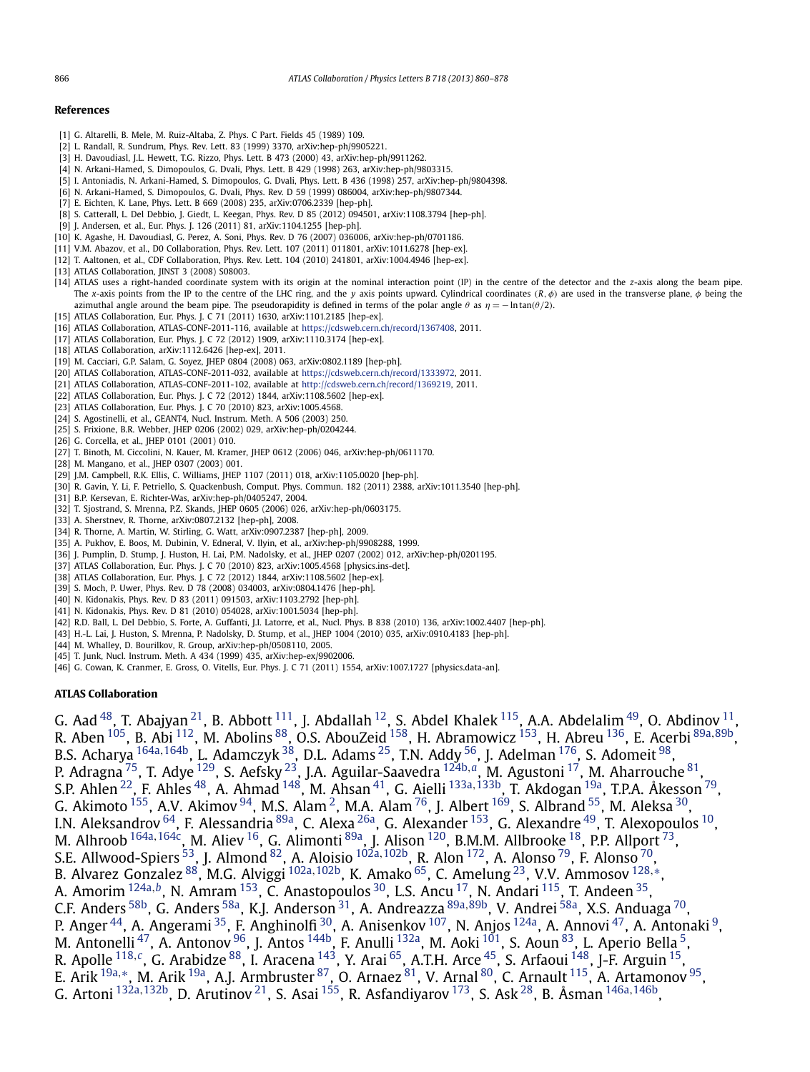## References

[1] G. Altarelli, B. Mele, M. Ruiz-Altaba, Z. Phys. C Part. Fields 45 (1989) 109.
[2] L. Randall, R. Sundrum, Phys. Rev. Lett. 83 (1999) 3370, arXiv:hep-ph/9905221.
[3] H. Davoudiasl, J.L. Hewett, T.G. Rizzo, Phys. Lett. B 473 (2000) 43, arXiv:hep-ph/9911262.
[4] N. Arkani-Hamed, S. Dimopoulos, G. Dvali, Phys. Lett. B 429 (1998) 263, arXiv:hep-ph/9803315.
[5] I. Antoniadis, N. Arkani-Hamed, S. Dimopoulos, G. Dvali, Phys. Lett. B 436 (1998) 257, arXiv:hep-ph/9804398.
[6] N. Arkani-Hamed, S. Dimopoulos, G. Dvali, Phys. Rev. D 59 (1999) 086004, arXiv:hep-ph/9807344.
[7] E. Eichten, K. Lane, Phys. Lett. B 669 (2008) 235, arXiv:0706.2339 [hep-ph].
[8] S. Catterall, L. Del Debbio, J. Giedt, L. Keegan, Phys. Rev. D 85 (2012) 094501, arXiv:1108.3794 [hep-ph].
[9] J. Andersen, et al., Eur. Phys. J. 126 (2011) 81, arXiv:1104.1255 [hep-ph].
[10] K. Agashe, H. Davoudiasl, G. Perez, A. Soni, Phys. Rev. D 76 (2007) 036006, arXiv:hep-ph/0701186.
[11] V.M. Abazov, et al., D0 Collaboration, Phys. Rev. Lett. 107 (2011) 011801, arXiv:1011.6278 [hep-ex].
[12] T. Aaltonen, et al., CDF Collaboration, Phys. Rev. Lett. 104 (2010) 241801, arXiv:1004.4946 [hep-ex].
[13] ATLAS Collaboration, JINST 3 (2008) S08003.
[14] ATLAS uses a right-handed coordinate system with its origin at the nominal interaction point (IP) in the centre of the detector and the $z$-axis along the beam pipe. The $x$-axis points from the IP to the centre of the LHC ring, and the $y$ axis points upward. Cylindrical coordinates $(R, \phi)$ are used in the transverse plane, $\phi$ being the azimuthal angle around the beam pipe. The pseudorapidity is defined in terms of the polar angle $\theta$ as $\eta = -\ln\tan(\theta/2)$.
[15] ATLAS Collaboration, Eur. Phys. J. C 71 (2011) 1630, arXiv:1101.2185 [hep-ex].
[16] ATLAS Collaboration, ATLAS-CONF-2011-116, available at https://cdsweb.cern.ch/record/1367408, 2011.
[17] ATLAS Collaboration, Eur. Phys. J. C 72 (2012) 1909, arXiv:1110.3174 [hep-ex].
[18] ATLAS Collaboration, arXiv:1112.6426 [hep-ex], 2011.
[19] M. Cacciari, G.P. Salam, G. Soyez, JHEP 0804 (2008) 063, arXiv:0802.1189 [hep-ph].
[20] ATLAS Collaboration, ATLAS-CONF-2011-032, available at https://cdsweb.cern.ch/record/1333972, 2011.
[21] ATLAS Collaboration, ATLAS-CONF-2011-102, available at http://cdsweb.cern.ch/record/1369219, 2011.
[22] ATLAS Collaboration, Eur. Phys. J. C 72 (2012) 1844, arXiv:1108.5602 [hep-ex].
[23] ATLAS Collaboration, Eur. Phys. J. C 70 (2010) 823, arXiv:1005.4568.
[24] S. Agostinelli, et al., GEANT4, Nucl. Instrum. Meth. A 506 (2003) 250.
[25] S. Frixione, B.R. Webber, JHEP 0206 (2002) 029, arXiv:hep-ph/0204244.
[26] G. Corcella, et al., JHEP 0101 (2001) 010.
[27] T. Binoth, M. Ciccolini, N. Kauer, M. Kramer, JHEP 0612 (2006) 046, arXiv:hep-ph/0611170.
[28] M. Mangano, et al., JHEP 0307 (2003) 001.
[29] J.M. Campbell, R.K. Ellis, C. Williams, JHEP 1107 (2011) 018, arXiv:1105.0020 [hep-ph].
[30] R. Gavin, Y. Li, F. Petriello, S. Quackenbush, Comput. Phys. Commun. 182 (2011) 2388, arXiv:1011.3540 [hep-ph].
[31] B.P. Kersevan, E. Richter-Was, arXiv:hep-ph/0405247, 2004.
[32] T. Sjostrand, S. Mrenna, P.Z. Skands, JHEP 0605 (2006) 026, arXiv:hep-ph/0603175.
[33] A. Sherstnev, R. Thorne, arXiv:0807.2132 [hep-ph], 2008.
[34] R. Thorne, A. Martin, W. Stirling, G. Watt, arXiv:0907.2387 [hep-ph], 2009.
[35] A. Pukhov, E. Boos, M. Dubinin, V. Edneral, V. Ilyin, et al., arXiv:hep-ph/9908288, 1999.
[36] J. Pumplin, D. Stump, J. Huston, H. Lai, P.M. Nadolsky, et al., JHEP 0207 (2002) 012, arXiv:hep-ph/0201195.
[37] ATLAS Collaboration, Eur. Phys. J. C 70 (2010) 823, arXiv:1005.4568 [physics.ins-det].
[38] ATLAS Collaboration, Eur. Phys. J. C 72 (2012) 1844, arXiv:1108.5602 [hep-ex].
[39] S. Moch, P. Uwer, Phys. Rev. D 78 (2008) 034003, arXiv:0804.1476 [hep-ph].
[40] N. Kidonakis, Phys. Rev. D 83 (2011) 091503, arXiv:1103.2792 [hep-ph].
[41] N. Kidonakis, Phys. Rev. D 81 (2010) 054028, arXiv:1001.5034 [hep-ph].
[42] R.D. Ball, L. Del Debbio, S. Forte, A. Guffanti, J.I. Latorre, et al., Nucl. Phys. B 838 (2010) 136, arXiv:1002.4407 [hep-ph].
[43] H.-L. Lai, J. Huston, S. Mrenna, P. Nadolsky, D. Stump, et al., JHEP 1004 (2010) 035, arXiv:0910.4183 [hep-ph].
[44] M. Whalley, D. Bourilkov, R. Group, arXiv:hep-ph/0508110, 2005.
[45] T. Junk, Nucl. Instrum. Meth. A 434 (1999) 435, arXiv:hep-ex/9902006.
[46] G. Cowan, K. Cranmer, E. Gross, O. Vitells, Eur. Phys. J. C 71 (2011) 1554, arXiv:1007.1727 [physics.data-an].

## ATLAS Collaboration

G. Aad [48], T. Abajyan [21], B. Abbott [111], J. Abdallah [12], S. Abdel Khalek [115], A.A. Abdelalim [49], O. Abdinov [11], R. Aben [105], B. Abi [112], M. Abolins [88], O.S. AbouZeid [158], H. Abramowicz [153], H. Abreu [136], E. Acerbi [89a,89b], B.S. Acharya [164a,164b], L. Adamczyk [38], D.L. Adams [25], T.N. Addy [56], J. Adelman [176], S. Adomeit [98], P. Adragna [75], T. Adye [129], S. Aefsky [23], J.A. Aguilar-Saavedra [124b,a], M. Agustoni [17], M. Aharrouche [81], S.P. Ahlen [22], F. Ahles [48], A. Ahmad [148], M. Ahsan [41], G. Aielli [133a,133b], T. Akdogan [19a], T.P.A. Åkesson [79], G. Akimoto [155], A.V. Akimov [94], M.S. Alam [2], M.A. Alam [76], J. Albert [169], S. Albrand [55], M. Aleksa [30], I.N. Aleksandrov [64], F. Alessandria [89a], C. Alexa [26a], G. Alexander [153], G. Alexandre [49], T. Alexopoulos [10], M. Alhroob [164a,164c], M. Aliev [16], G. Alimonti [89a], J. Alison [120], B.M.M. Allbrooke [18], P.P. Allport [73], S.E. Allwood-Spiers [53], J. Almond [82], A. Aloisio [102a,102b], R. Alon [172], A. Alonso [79], F. Alonso [70], B. Alvarez Gonzalez [88], M.G. Alviggi [102a,102b], K. Amako [65], C. Amelung [23], V.V. Ammosov [128,*], A. Amorim [124a,b], N. Amram [153], C. Anastopoulos [30], L.S. Ancu [17], N. Andari [115], T. Andeen [35], C.F. Anders [58b], G. Anders [58a], K.J. Anderson [31], A. Andreazza [89a,89b], V. Andrei [58a], X.S. Anduaga [70], P. Anger [44], A. Angerami [35], F. Anghinolfi [30], A. Anisenkov [107], N. Anjos [124a], A. Annovi [47], A. Antonaki [9], M. Antonelli [47], A. Antonov [96], J. Antos [144b], F. Anulli [132a], M. Aoki [101], S. Aoun [83], L. Aperio Bella [5], R. Apolle [118,c], G. Arabidze [88], I. Aracena [143], Y. Arai [65], A.T.H. Arce [45], S. Arfaoui [148], J-F. Arguin [15], E. Arik [19a,*], M. Arik [19a], A.J. Armbruster [87], O. Arnaez [81], V. Arnal [80], C. Arnault [115], A. Artamonov [95], G. Artoni [132a,132b], D. Arutinov [21], S. Asai [155], R. Asfandiyarov [173], S. Ask [28], B. Åsman [146a,146b],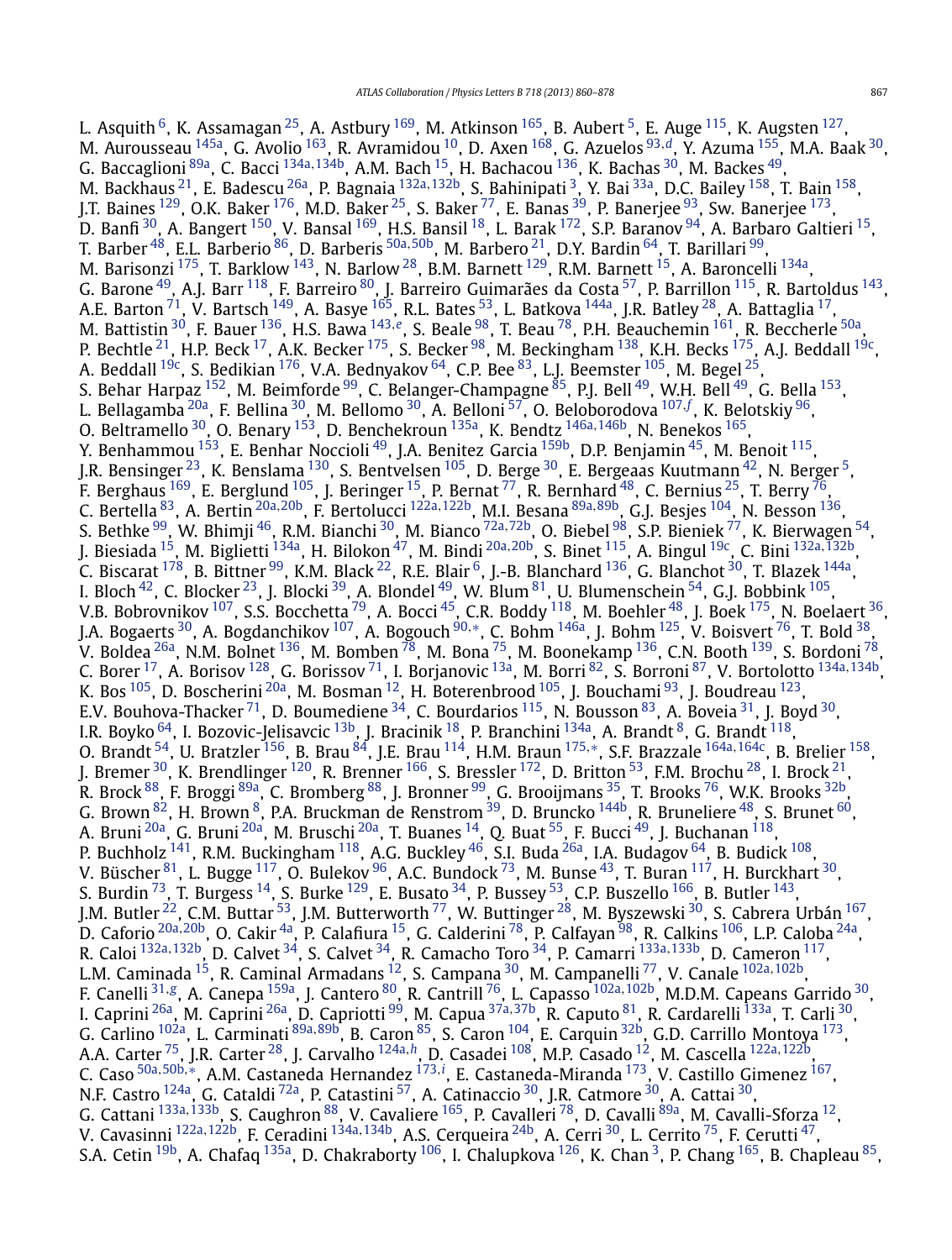L. Asquith [6], K. Assamagan [25], A. Astbury [169], M. Atkinson [165], B. Aubert [5], E. Auge [115], K. Augsten [127], M. Aurousseau [145a], G. Avolio [163], R. Avramidou [10], D. Axen [168], G. Azuelos [93,d], Y. Azuma [155], M.A. Baak [30], G. Baccaglioni [89a], C. Bacci [134a,134b], A.M. Bach [15], H. Bachacou [136], K. Bachas [30], M. Backes [49], M. Backhaus [21], E. Badescu [26a], P. Bagnaia [132a,132b], S. Bahinipati [3], Y. Bai [33a], D.C. Bailey [158], T. Bain [158], J.T. Baines [129], O.K. Baker [176], M.D. Baker [25], S. Baker [77], E. Banas [39], P. Banerjee [93], Sw. Banerjee [173], D. Banfi [30], A. Bangert [150], V. Bansal [169], H.S. Bansil [18], L. Barak [172], S.P. Baranov [94], A. Barbaro Galtieri [15], T. Barber [48], E.L. Barberio [86], D. Barberis [50a,50b], M. Barbero [21], D.Y. Bardin [64], T. Barillari [99], M. Barisonzi [175], T. Barklow [143], N. Barlow [28], B.M. Barnett [129], R.M. Barnett [15], A. Baroncelli [134a], G. Barone [49], A.J. Barr [118], F. Barreiro [80], J. Barreiro Guimarães da Costa [57], P. Barrillon [115], R. Bartoldus [143], A.E. Barton [71], V. Bartsch [149], A. Basye [165], R.L. Bates [53], L. Batkova [144a], J.R. Batley [28], A. Battaglia [17], M. Battistin [30], F. Bauer [136], H.S. Bawa [143,e], S. Beale [98], T. Beau [78], P.H. Beauchemin [161], R. Beccherle [50a], P. Bechtle [21], H.P. Beck [17], A.K. Becker [175], S. Becker [98], M. Beckingham [138], K.H. Becks [175], A.J. Beddall [19c], A. Beddall [19c], S. Bedikian [176], V.A. Bednyakov [64], C.P. Bee [83], L.J. Beemster [105], M. Begel [25], S. Behar Harpaz [152], M. Beimforde [99], C. Belanger-Champagne [85], P.J. Bell [49], W.H. Bell [49], G. Bella [153], L. Bellagamba [20a], F. Bellina [30], M. Bellomo [30], A. Belloni [57], O. Beloborodova [107,f], K. Belotskiy [96], O. Beltramello [30], O. Benary [153], D. Benchekroun [135a], K. Bendtz [146a,146b], N. Benekos [165], Y. Benhammou [153], E. Benhar Noccioli [49], J.A. Benitez Garcia [159b], D.P. Benjamin [45], M. Benoit [115], J.R. Bensinger [23], K. Benslama [130], S. Bentvelsen [105], D. Berge [30], E. Bergeaas Kuutmann [42], N. Berger [5], F. Berghaus [169], E. Berglund [105], J. Beringer [15], P. Bernat [77], R. Bernhard [48], C. Bernius [25], T. Berry [76], C. Bertella [83], A. Bertin [20a,20b], F. Bertolucci [122a,122b], M.I. Besana [89a,89b], G.J. Besjes [104], N. Besson [136], S. Bethke [99], W. Bhimji [46], R.M. Bianchi [30], M. Bianco [72a,72b], O. Biebel [98], S.P. Bieniek [77], K. Bierwagen [54], J. Biesiada [15], M. Biglietti [134a], H. Bilokon [47], M. Bindi [20a,20b], S. Binet [115], A. Bingul [19c], C. Bini [132a,132b], C. Biscarat [178], B. Bittner [99], K.M. Black [22], R.E. Blair [6], J.-B. Blanchard [136], G. Blanchot [30], T. Blazek [144a], I. Bloch [42], C. Blocker [23], J. Blocki [39], A. Blondel [49], W. Blum [81], U. Blumenschein [54], G.J. Bobbink [105], V.B. Bobrovnikov [107], S.S. Bocchetta [79], A. Bocci [45], C.R. Boddy [118], M. Boehler [48], J. Boek [175], N. Boelaert [36], J.A. Bogaerts [30], A. Bogdanchikov [107], A. Bogouch [90,*], C. Bohm [146a], J. Bohm [125], V. Boisvert [76], T. Bold [38], V. Boldea [26a], N.M. Bolnet [136], M. Bomben [78], M. Bona [75], M. Boonekamp [136], C.N. Booth [139], S. Bordoni [78], C. Borer [17], A. Borisov [128], G. Borissov [71], I. Borjanovic [13a], M. Borri [82], S. Borroni [87], V. Bortolotto [134a,134b], K. Bos [105], D. Boscherini [20a], M. Bosman [12], H. Boterenbrood [105], J. Bouchami [93], J. Boudreau [123], E.V. Bouhova-Thacker [71], D. Boumediene [34], C. Bourdarios [115], N. Bousson [83], A. Boveia [31], J. Boyd [30], I.R. Boyko [64], I. Bozovic-Jelisavcic [13b], J. Bracinik [18], P. Branchini [134a], A. Brandt [8], G. Brandt [118], O. Brandt [54], U. Bratzler [156], B. Brau [84], J.E. Brau [114], H.M. Braun [175,*], S.F. Brazzale [164a,164c], B. Brelier [158], J. Bremer [30], K. Brendlinger [120], R. Brenner [166], S. Bressler [172], D. Britton [53], F.M. Brochu [28], I. Brock [21], R. Brock [88], F. Broggi [89a], C. Bromberg [88], J. Bronner [99], G. Brooijmans [35], T. Brooks [76], W.K. Brooks [32b], G. Brown [82], H. Brown [8], P.A. Bruckman de Renstrom [39], D. Bruncko [144b], R. Bruneliere [48], S. Brunet [60], A. Bruni [20a], G. Bruni [20a], M. Bruschi [20a], T. Buanes [14], Q. Buat [55], F. Bucci [49], J. Buchanan [118], P. Buchholz [141], R.M. Buckingham [118], A.G. Buckley [46], S.I. Buda [26a], I.A. Budagov [64], B. Budick [108], V. Büscher [81], L. Bugge [117], O. Bulekov [96], A.C. Bundock [73], M. Bunse [43], T. Buran [117], H. Burckhart [30], S. Burdin [73], T. Burgess [14], S. Burke [129], E. Busato [34], P. Bussey [53], C.P. Buszello [166], B. Butler [143], J.M. Butler [22], C.M. Buttar [53], J.M. Butterworth [77], W. Buttinger [28], M. Byszewski [30], S. Cabrera Urbán [167], D. Caforio [20a,20b], O. Cakir [4a], P. Calafiura [15], G. Calderini [78], P. Calfayan [98], R. Calkins [106], L.P. Caloba [24a], R. Caloi [132a,132b], D. Calvet [34], S. Calvet [34], R. Camacho Toro [34], P. Camarri [133a,133b], D. Cameron [117], L.M. Caminada [15], R. Caminal Armadans [12], S. Campana [30], M. Campanelli [77], V. Canale [102a,102b], F. Canelli [31,g], A. Canepa [159a], J. Cantero [80], R. Cantrill [76], L. Capasso [102a,102b], M.D.M. Capeans Garrido [30], I. Caprini [26a], M. Caprini [26a], D. Capriotti [99], M. Capua [37a,37b], R. Caputo [81], R. Cardarelli [133a], T. Carli [30], G. Carlino [102a], L. Carminati [89a,89b], B. Caron [85], S. Caron [104], E. Carquin [32b], G.D. Carrillo Montoya [173], A.A. Carter [75], J.R. Carter [28], J. Carvalho [124a,h], D. Casadei [108], M.P. Casado [12], M. Cascella [122a,122b], C. Caso [50a,50b,*], A.M. Castaneda Hernandez [173,i], E. Castaneda-Miranda [173], V. Castillo Gimenez [167], N.F. Castro [124a], G. Cataldi [72a], P. Catastini [57], A. Catinaccio [30], J.R. Catmore [30], A. Cattai [30], G. Cattani [133a,133b], S. Caughron [88], V. Cavaliere [165], P. Cavalleri [78], D. Cavalli [89a], M. Cavalli-Sforza [12], V. Cavasinni [122a,122b], F. Ceradini [134a,134b], A.S. Cerqueira [24b], A. Cerri [30], L. Cerrito [75], F. Cerutti [47], S.A. Cetin [19b], A. Chafaq [135a], D. Chakraborty [106], I. Chalupkova [126], K. Chan [3], P. Chang [165], B. Chapleau [85],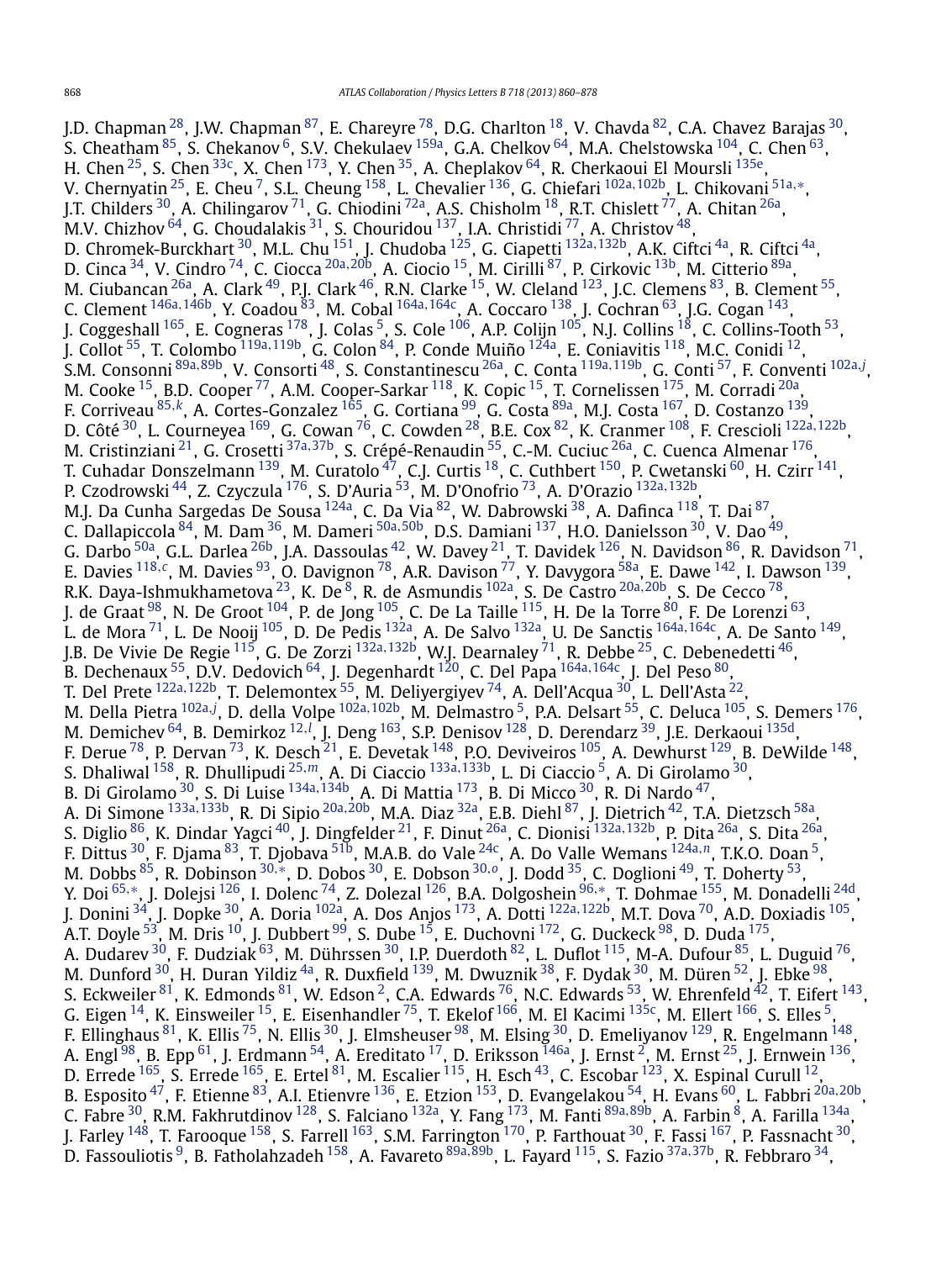J.D. Chapman [28], J.W. Chapman [87], E. Chareyre [78], D.G. Charlton [18], V. Chavda [82], C.A. Chavez Barajas [30], S. Cheatham [85], S. Chekanov [6], S.V. Chekulaev [159a], G.A. Chelkov [64], M.A. Chelstowska [104], C. Chen [63], H. Chen [25], S. Chen [33c], X. Chen [173], Y. Chen [35], A. Cheplakov [64], R. Cherkaoui El Moursli [135e], V. Chernyatin [25], E. Cheu [7], S.L. Cheung [158], L. Chevalier [136], G. Chiefari [102a,102b], L. Chikovani [51a,∗], J.T. Childers [30], A. Chilingarov [71], G. Chiodini [72a], A.S. Chisholm [18], R.T. Chislett [77], A. Chitan [26a], M.V. Chizhov [64], G. Choudalakis [31], S. Chouridou [137], I.A. Christidi [77], A. Christov [48], D. Chromek-Burckhart [30], M.L. Chu [151], J. Chudoba [125], G. Ciapetti [132a,132b], A.K. Ciftci [4a], R. Ciftci [4a], D. Cinca [34], V. Cindro [74], C. Ciocca [20a,20b], A. Ciocio [15], M. Cirilli [87], P. Cirkovic [13b], M. Citterio [89a], M. Ciubancan [26a], A. Clark [49], P.J. Clark [46], R.N. Clarke [15], W. Cleland [123], J.C. Clemens [83], B. Clement [55], C. Clement [146a,146b], Y. Coadou [83], M. Cobal [164a,164c], A. Coccaro [138], J. Cochran [63], J.G. Cogan [143], J. Coggeshall [165], E. Cogneras [178], J. Colas [5], S. Cole [106], A.P. Colijn [105], N.J. Collins [18], C. Collins-Tooth [53], J. Collot [55], T. Colombo [119a,119b], G. Colon [84], P. Conde Muiño [124a], E. Coniavitis [118], M.C. Conidi [12], S.M. Consonni [89a,89b], V. Consorti [48], S. Constantinescu [26a], C. Conta [119a,119b], G. Conti [57], F. Conventi [102a,j], M. Cooke [15], B.D. Cooper [77], A.M. Cooper-Sarkar [118], K. Copic [15], T. Cornelissen [175], M. Corradi [20a], F. Corriveau [85,k], A. Cortes-Gonzalez [165], G. Cortiana [99], G. Costa [89a], M.J. Costa [167], D. Costanzo [139], D. Côté [30], L. Courneyea [169], G. Cowan [76], C. Cowden [28], B.E. Cox [82], K. Cranmer [108], F. Crescioli [122a,122b], M. Cristinziani [21], G. Crosetti [37a,37b], S. Crépé-Renaudin [55], C.-M. Cuciuc [26a], C. Cuenca Almenar [176], T. Cuhadar Donszelmann [139], M. Curatolo [47], C.J. Curtis [18], C. Cuthbert [150], P. Cwetanski [60], H. Czirr [141], P. Czodrowski [44], Z. Czyczula [176], S. D'Auria [53], M. D'Onofrio [73], A. D'Orazio [132a,132b], M.J. Da Cunha Sargedas De Sousa [124a], C. Da Via [82], W. Dabrowski [38], A. Dafinca [118], T. Dai [87], C. Dallapiccola [84], M. Dam [36], M. Dameri [50a,50b], D.S. Damiani [137], H.O. Danielsson [30], V. Dao [49], G. Darbo [50a], G.L. Darlea [26b], J.A. Dassoulas [42], W. Davey [21], T. Davidek [126], N. Davidson [86], R. Davidson [71], E. Davies [118,c], M. Davies [93], O. Davignon [78], A.R. Davison [77], Y. Davygora [58a], E. Dawe [142], I. Dawson [139], R.K. Daya-Ishmukhametova [23], K. De [8], R. de Asmundis [102a], S. De Castro [20a,20b], S. De Cecco [78], J. de Graat [98], N. De Groot [104], P. de Jong [105], C. De La Taille [115], H. De la Torre [80], F. De Lorenzi [63], L. de Mora [71], L. De Nooij [105], D. De Pedis [132a], A. De Salvo [132a], U. De Sanctis [164a,164c], A. De Santo [149], J.B. De Vivie De Regie [115], G. De Zorzi [132a,132b], W.J. Dearnaley [71], R. Debbe [25], C. Debenedetti [46], B. Dechenaux [55], D.V. Dedovich [64], J. Degenhardt [120], C. Del Papa [164a,164c], J. Del Peso [80], T. Del Prete [122a,122b], T. Delemontex [55], M. Deliyergiyev [74], A. Dell'Acqua [30], L. Dell'Asta [22], M. Della Pietra [102a,j], D. della Volpe [102a,102b], M. Delmastro [5], P.A. Delsart [55], C. Deluca [105], S. Demers [176], M. Demichev [64], B. Demirkoz [12,l], J. Deng [163], S.P. Denisov [128], D. Derendarz [39], J.E. Derkaoui [135d], F. Derue [78], P. Dervan [73], K. Desch [21], E. Devetak [148], P.O. Deviveiros [105], A. Dewhurst [129], B. DeWilde [148], S. Dhaliwal [158], R. Dhullipudi [25,m], A. Di Ciaccio [133a,133b], L. Di Ciaccio [5], A. Di Girolamo [30], B. Di Girolamo [30], S. Di Luise [134a,134b], A. Di Mattia [173], B. Di Micco [30], R. Di Nardo [47], A. Di Simone [133a,133b], R. Di Sipio [20a,20b], M.A. Diaz [32a], E.B. Diehl [87], J. Dietrich [42], T.A. Dietzsch [58a], S. Diglio [86], K. Dindar Yagci [40], J. Dingfelder [21], F. Dinut [26a], C. Dionisi [132a,132b], P. Dita [26a], S. Dita [26a], F. Dittus [30], F. Djama [83], T. Djobava [51b], M.A.B. do Vale [24c], A. Do Valle Wemans [124a,n], T.K.O. Doan [5], M. Dobbs [85], R. Dobinson [30,∗], D. Dobos [30], E. Dobson [30,o], J. Dodd [35], C. Doglioni [49], T. Doherty [53], Y. Doi [65,∗], J. Dolejsi [126], I. Dolenc [74], Z. Dolezal [126], B.A. Dolgoshein [96,∗], T. Dohmae [155], M. Donadelli [24d], J. Donini [34], J. Dopke [30], A. Doria [102a], A. Dos Anjos [173], A. Dotti [122a,122b], M.T. Dova [70], A.D. Doxiadis [105], A.T. Doyle [53], M. Dris [10], J. Dubbert [99], S. Dube [15], E. Duchovni [172], G. Duckeck [98], D. Duda [175], A. Dudarev [30], F. Dudziak [63], M. Dührssen [30], I.P. Duerdoth [82], L. Duflot [115], M-A. Dufour [85], L. Duguid [76], M. Dunford [30], H. Duran Yildiz [4a], R. Duxfield [139], M. Dwuznik [38], F. Dydak [30], M. Düren [52], J. Ebke [98], S. Eckweiler [81], K. Edmonds [81], W. Edson [2], C.A. Edwards [76], N.C. Edwards [53], W. Ehrenfeld [42], T. Eifert [143], G. Eigen [14], K. Einsweiler [15], E. Eisenhandler [75], T. Ekelof [166], M. El Kacimi [135c], M. Ellert [166], S. Elles [5], F. Ellinghaus [81], K. Ellis [75], N. Ellis [30], J. Elmsheuser [98], M. Elsing [30], D. Emeliyanov [129], R. Engelmann [148], A. Engl [98], B. Epp [61], J. Erdmann [54], A. Ereditato [17], D. Eriksson [146a], J. Ernst [2], M. Ernst [25], J. Ernwein [136], D. Errede [165], S. Errede [165], E. Ertel [81], M. Escalier [115], H. Esch [43], C. Escobar [123], X. Espinal Curull [12], B. Esposito [47], F. Etienne [83], A.I. Etienvre [136], E. Etzion [153], D. Evangelakou [54], H. Evans [60], L. Fabbri [20a,20b], C. Fabre [30], R.M. Fakhrutdinov [128], S. Falciano [132a], Y. Fang [173], M. Fanti [89a,89b], A. Farbin [8], A. Farilla [134a], J. Farley [148], T. Farooque [158], S. Farrell [163], S.M. Farrington [170], P. Farthouat [30], F. Fassi [167], P. Fassnacht [30], D. Fassouliotis [9], B. Fatholahzadeh [158], A. Favareto [89a,89b], L. Fayard [115], S. Fazio [37a,37b], R. Febbraro [34],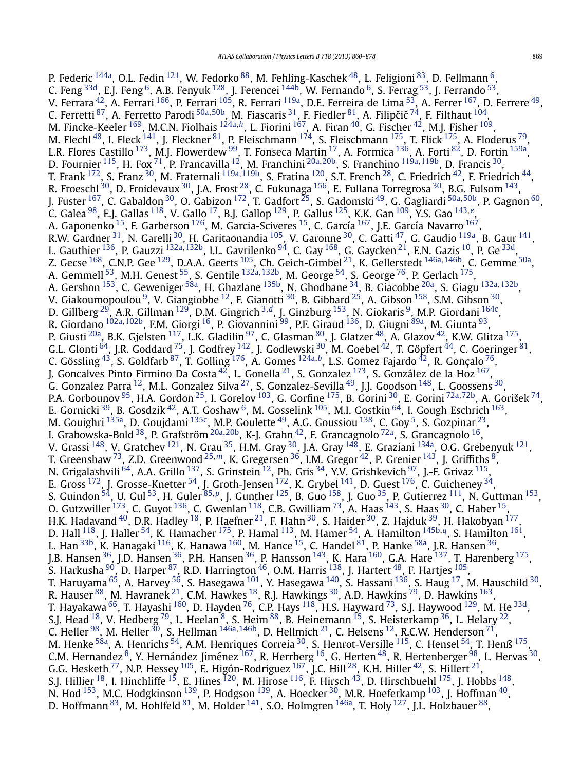P. Federic [144a], O.L. Fedin [121], W. Fedorko [88], M. Fehling-Kaschek [48], L. Feligioni [83], D. Fellmann [6], C. Feng [33d], E.J. Feng [6], A.B. Fenyuk [128], J. Ferencei [144b], W. Fernando [6], S. Ferrag [53], J. Ferrando [53], V. Ferrara [42], A. Ferrari [166], P. Ferrari [105], R. Ferrari [119a], D.E. Ferreira de Lima [53], A. Ferrer [167], D. Ferrere [49], C. Ferretti [87], A. Ferretto Parodi [50a,50b], M. Fiascaris [31], F. Fiedler [81], A. Filipčič [74], F. Filthaut [104], M. Fincke-Keeler [169], M.C.N. Fiolhais [124a,h], L. Fiorini [167], A. Firan [40], G. Fischer [42], M.J. Fisher [109], M. Flechl [48], I. Fleck [141], J. Fleckner [81], P. Fleischmann [174], S. Fleischmann [175], T. Flick [175], A. Floderus [79], L.R. Flores Castillo [173], M.J. Flowerdew [99], T. Fonseca Martin [17], A. Formica [136], A. Forti [82], D. Fortin [159a], D. Fournier [115], H. Fox [71], P. Francavilla [12], M. Franchini [20a,20b], S. Franchino [119a,119b], D. Francis [30], T. Frank [172], S. Franz [30], M. Fraternali [119a,119b], S. Fratina [120], S.T. French [28], C. Friedrich [42], F. Friedrich [44], R. Froeschl [30], D. Froidevaux [30], J.A. Frost [28], C. Fukunaga [156], E. Fullana Torregrosa [30], B.G. Fulsom [143], J. Fuster [167], C. Gabaldon [30], O. Gabizon [172], T. Gadfort [25], S. Gadomski [49], G. Gagliardi [50a,50b], P. Gagnon [60], C. Galea [98], E.J. Gallas [118], V. Gallo [17], B.J. Gallop [129], P. Gallus [125], K.K. Gan [109], Y.S. Gao [143,e], A. Gaponenko [15], F. Garberson [176], M. Garcia-Sciveres [15], C. García [167], J.E. García Navarro [167], R.W. Gardner [31], N. Garelli [30], H. Garitaonandia [105], V. Garonne [30], C. Gatti [47], G. Gaudio [119a], B. Gaur [141], L. Gauthier [136], P. Gauzzi [132a,132b], I.L. Gavrilenko [94], C. Gay [168], G. Gaycken [21], E.N. Gazis [10], P. Ge [33d], Z. Gecse [168], C.N.P. Gee [129], D.A.A. Geerts [105], Ch. Geich-Gimbel [21], K. Gellerstedt [146a,146b], C. Gemme [50a], A. Gemmell [53], M.H. Genest [55], S. Gentile [132a,132b], M. George [54], S. George [76], P. Gerlach [175], A. Gershon [153], C. Geweniger [58a], H. Ghazlane [135b], N. Ghodbane [34], B. Giacobbe [20a], S. Giagu [132a,132b], V. Giakoumopoulou [9], V. Giangiobbe [12], F. Gianotti [30], B. Gibbard [25], A. Gibson [158], S.M. Gibson [30], D. Gillberg [29], A.R. Gillman [129], D.M. Gingrich [3,d], J. Ginzburg [153], N. Giokaris [9], M.P. Giordani [164c], R. Giordano [102a,102b], F.M. Giorgi [16], P. Giovannini [99], P.F. Giraud [136], D. Giugni [89a], M. Giunta [93], P. Giusti [20a], B.K. Gjelsten [117], L.K. Gladilin [97], C. Glasman [80], J. Glatzer [48], A. Glazov [42], K.W. Glitza [175], G.L. Glonti [64], J.R. Goddard [75], J. Godfrey [142], J. Godlewski [30], M. Goebel [42], T. Göpfert [44], C. Goeringer [81], C. Gössling [43], S. Goldfarb [87], T. Golling [176], A. Gomes [124a,b], L.S. Gomez Fajardo [42], R. Gonçalo [76], J. Goncalves Pinto Firmino Da Costa [42], L. Gonella [21], S. Gonzalez [173], S. González de la Hoz [167], G. Gonzalez Parra [12], M.L. Gonzalez Silva [27], S. Gonzalez-Sevilla [49], J.J. Goodson [148], L. Goossens [30], P.A. Gorbounov [95], H.A. Gordon [25], I. Gorelov [103], G. Gorfine [175], B. Gorini [30], E. Gorini [72a,72b], A. Gorišek [74], E. Gornicki [39], B. Gosdzik [42], A.T. Goshaw [6], M. Gosselink [105], M.I. Gostkin [64], I. Gough Eschrich [163], M. Gouighri [135a], D. Goujdami [135c], M.P. Goulette [49], A.G. Goussiou [138], C. Goy [5], S. Gozpinar [23], I. Grabowska-Bold [38], P. Grafström [20a,20b], K-J. Grahn [42], F. Grancagnolo [72a], S. Grancagnolo [16], V. Grassi [148], V. Gratchev [121], N. Grau [35], H.M. Gray [30], J.A. Gray [148], E. Graziani [134a], O.G. Grebenyuk [121], T. Greenshaw [73], Z.D. Greenwood [25,m], K. Gregersen [36], I.M. Gregor [42], P. Grenier [143], J. Griffiths [8], N. Grigalashvili [64], A.A. Grillo [137], S. Grinstein [12], Ph. Gris [34], Y.V. Grishkevich [97], J.-F. Grivaz [115], E. Gross [172], J. Grosse-Knetter [54], J. Groth-Jensen [172], K. Grybel [141], D. Guest [176], C. Guicheney [34], S. Guindon [54], U. Gul [53], H. Guler [85,p], J. Gunther [125], B. Guo [158], J. Guo [35], P. Gutierrez [111], N. Guttman [153], O. Gutzwiller [173], C. Guyot [136], C. Gwenlan [118], C.B. Gwilliam [73], A. Haas [143], S. Haas [30], C. Haber [15], H.K. Hadavand [40], D.R. Hadley [18], P. Haefner [21], F. Hahn [30], S. Haider [30], Z. Hajduk [39], H. Hakobyan [177], D. Hall [118], J. Haller [54], K. Hamacher [175], P. Hamal [113], M. Hamer [54], A. Hamilton [145b,q], S. Hamilton [161], L. Han [33b], K. Hanagaki [116], K. Hanawa [160], M. Hance [15], C. Handel [81], P. Hanke [58a], J.R. Hansen [36], J.B. Hansen [36], J.D. Hansen [36], P.H. Hansen [36], P. Hansson [143], K. Hara [160], G.A. Hare [137], T. Harenberg [175], S. Harkusha [90], D. Harper [87], R.D. Harrington [46], O.M. Harris [138], J. Hartert [48], F. Hartjes [105], T. Haruyama [65], A. Harvey [56], S. Hasegawa [101], Y. Hasegawa [140], S. Hassani [136], S. Haug [17], M. Hauschild [30], R. Hauser [88], M. Havranek [21], C.M. Hawkes [18], R.J. Hawkings [30], A.D. Hawkins [79], D. Hawkins [163], T. Hayakawa [66], T. Hayashi [160], D. Hayden [76], C.P. Hays [118], H.S. Hayward [73], S.J. Haywood [129], M. He [33d], S.J. Head [18], V. Hedberg [79], L. Heelan [8], S. Heim [88], B. Heinemann [15], S. Heisterkamp [36], L. Helary [22], C. Heller [98], M. Heller [30], S. Hellman [146a,146b], D. Hellmich [21], C. Helsens [12], R.C.W. Henderson [71], M. Henke [58a], A. Henrichs [54], A.M. Henriques Correia [30], S. Henrot-Versille [115], C. Hensel [54], T. Henß [175], C.M. Hernandez [8], Y. Hernández Jiménez [167], R. Herrberg [16], G. Herten [48], R. Hertenberger [98], L. Hervas [30], G.G. Hesketh [77], N.P. Hessey [105], E. Higón-Rodriguez [167], J.C. Hill [28], K.H. Hiller [42], S. Hillert [21], S.J. Hillier [18], I. Hinchliffe [15], E. Hines [120], M. Hirose [116], F. Hirsch [43], D. Hirschbuehl [175], J. Hobbs [148], N. Hod [153], M.C. Hodgkinson [139], P. Hodgson [139], A. Hoecker [30], M.R. Hoeferkamp [103], J. Hoffman [40], D. Hoffmann [83], M. Hohlfeld [81], M. Holder [141], S.O. Holmgren [146a], T. Holy [127], J.L. Holzbauer [88],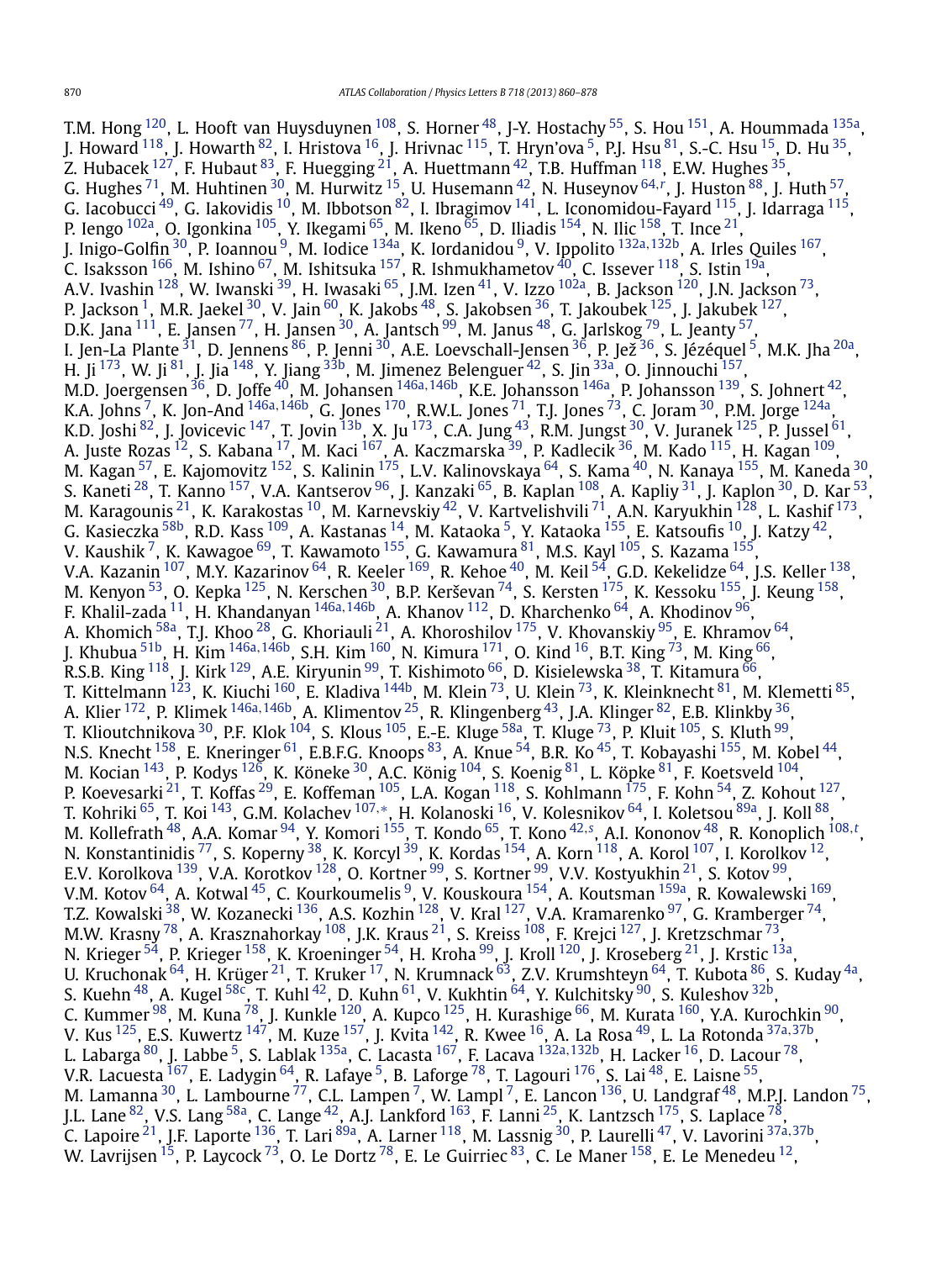T.M. Hong [120], L. Hooft van Huysduynen [108], S. Horner [48], J-Y. Hostachy [55], S. Hou [151], A. Hoummada [135a], J. Howard [118], J. Howarth [82], I. Hristova [16], J. Hrivnac [115], T. Hryn'ova [5], P.J. Hsu [81], S.-C. Hsu [15], D. Hu [35], Z. Hubacek [127], F. Hubaut [83], F. Huegging [21], A. Huettmann [42], T.B. Huffman [118], E.W. Hughes [35], G. Hughes [71], M. Huhtinen [30], M. Hurwitz [15], U. Husemann [42], N. Huseynov [64,r], J. Huston [88], J. Huth [57], G. Iacobucci [49], G. Iakovidis [10], M. Ibbotson [82], I. Ibragimov [141], L. Iconomidou-Fayard [115], J. Idarraga [115], P. Iengo [102a], O. Igonkina [105], Y. Ikegami [65], M. Ikeno [65], D. Iliadis [154], N. Ilic [158], T. Ince [21], J. Inigo-Golfin [30], P. Ioannou [9], M. Iodice [134a], K. Iordanidou [9], V. Ippolito [132a,132b], A. Irles Quiles [167], C. Isaksson [166], M. Ishino [67], M. Ishitsuka [157], R. Ishmukhametov [40], C. Issever [118], S. Istin [19a], A.V. Ivashin [128], W. Iwanski [39], H. Iwasaki [65], J.M. Izen [41], V. Izzo [102a], B. Jackson [120], J.N. Jackson [73], P. Jackson [1], M.R. Jaekel [30], V. Jain [60], K. Jakobs [48], S. Jakobsen [36], T. Jakoubek [125], J. Jakubek [127], D.K. Jana [111], E. Jansen [77], H. Jansen [30], A. Jantsch [99], M. Janus [48], G. Jarlskog [79], L. Jeanty [57], I. Jen-La Plante [31], D. Jennens [86], P. Jenni [30], A.E. Loevschall-Jensen [36], P. Jež [36], S. Jézéquel [5], M.K. Jha [20a], H. Ji [173], W. Ji [81], J. Jia [148], Y. Jiang [33b], M. Jimenez Belenguer [42], S. Jin [33a], O. Jinnouchi [157], M.D. Joergensen [36], D. Joffe [40], M. Johansen [146a,146b], K.E. Johansson [146a], P. Johansson [139], S. Johnert [42], K.A. Johns [7], K. Jon-And [146a,146b], G. Jones [170], R.W.L. Jones [71], T.J. Jones [73], C. Joram [30], P.M. Jorge [124a], K.D. Joshi [82], J. Jovicevic [147], T. Jovin [13b], X. Ju [173], C.A. Jung [43], R.M. Jungst [30], V. Juranek [125], P. Jussel [61], A. Juste Rozas [12], S. Kabana [17], M. Kaci [167], A. Kaczmarska [39], P. Kadlecik [36], M. Kado [115], H. Kagan [109], M. Kagan [57], E. Kajomovitz [152], S. Kalinin [175], L.V. Kalinovskaya [64], S. Kama [40], N. Kanaya [155], M. Kaneda [30], S. Kaneti [28], T. Kanno [157], V.A. Kantserov [96], J. Kanzaki [65], B. Kaplan [108], A. Kapliy [31], J. Kaplon [30], D. Kar [53], M. Karagounis [21], K. Karakostas [10], M. Karnevskiy [42], V. Kartvelishvili [71], A.N. Karyukhin [128], L. Kashif [173], G. Kasieczka [58b], R.D. Kass [109], A. Kastanas [14], M. Kataoka [5], Y. Kataoka [155], E. Katsoufis [10], J. Katzy [42], V. Kaushik [7], K. Kawagoe [69], T. Kawamoto [155], G. Kawamura [81], M.S. Kayl [105], S. Kazama [155], V.A. Kazanin [107], M.Y. Kazarinov [64], R. Keeler [169], R. Kehoe [40], M. Keil [54], G.D. Kekelidze [64], J.S. Keller [138], M. Kenyon [53], O. Kepka [125], N. Kerschen [30], B.P. Kerševan [74], S. Kersten [175], K. Kessoku [155], J. Keung [158], F. Khalil-zada [11], H. Khandanyan [146a,146b], A. Khanov [112], D. Kharchenko [64], A. Khodinov [96], A. Khomich [58a], T.J. Khoo [28], G. Khoriauli [21], A. Khoroshilov [175], V. Khovanskiy [95], E. Khramov [64], J. Khubua [51b], H. Kim [146a,146b], S.H. Kim [160], N. Kimura [171], O. Kind [16], B.T. King [73], M. King [66], R.S.B. King [118], J. Kirk [129], A.E. Kiryunin [99], T. Kishimoto [66], D. Kisielewska [38], T. Kitamura [66], T. Kittelmann [123], K. Kiuchi [160], E. Kladiva [144b], M. Klein [73], U. Klein [73], K. Kleinknecht [81], M. Klemetti [85], A. Klier [172], P. Klimek [146a,146b], A. Klimentov [25], R. Klingenberg [43], J.A. Klinger [82], E.B. Klinkby [36], T. Klioutchnikova [30], P.F. Klok [104], S. Klous [105], E.-E. Kluge [58a], T. Kluge [73], P. Kluit [105], S. Kluth [99], N.S. Knecht [158], E. Kneringer [61], E.B.F.G. Knoops [83], A. Knue [54], B.R. Ko [45], T. Kobayashi [155], M. Kobel [44], M. Kocian [143], P. Kodys [126], K. Köneke [30], A.C. König [104], S. Koenig [81], L. Köpke [81], F. Koetsveld [104], P. Koevesarki [21], T. Koffas [29], E. Koffeman [105], L.A. Kogan [118], S. Kohlmann [175], F. Kohn [54], Z. Kohout [127], T. Kohriki [65], T. Koi [143], G.M. Kolachev [107,*], H. Kolanoski [16], V. Kolesnikov [64], I. Koletsou [89a], J. Koll [88], M. Kollefrath [48], A.A. Komar [94], Y. Komori [155], T. Kondo [65], T. Kono [42,s], A.I. Kononov [48], R. Konoplich [108,t], N. Konstantinidis [77], S. Koperny [38], K. Korcyl [39], K. Kordas [154], A. Korn [118], A. Korol [107], I. Korolkov [12], E.V. Korolkova [139], V.A. Korotkov [128], O. Kortner [99], S. Kortner [99], V.V. Kostyukhin [21], S. Kotov [99], V.M. Kotov [64], A. Kotwal [45], C. Kourkoumelis [9], V. Kouskoura [154], A. Koutsman [159a], R. Kowalewski [169], T.Z. Kowalski [38], W. Kozanecki [136], A.S. Kozhin [128], V. Kral [127], V.A. Kramarenko [97], G. Kramberger [74], M.W. Krasny [78], A. Krasznahorkay [108], J.K. Kraus [21], S. Kreiss [108], F. Krejci [127], J. Kretzschmar [73], N. Krieger [54], P. Krieger [158], K. Kroeninger [54], H. Kroha [99], J. Kroll [120], J. Kroseberg [21], J. Krstic [13a], U. Kruchonak [64], H. Krüger [21], T. Kruker [17], N. Krumnack [63], Z.V. Krumshteyn [64], T. Kubota [86], S. Kuday [4a], S. Kuehn [48], A. Kugel [58c], T. Kuhl [42], D. Kuhn [61], V. Kukhtin [64], Y. Kulchitsky [90], S. Kuleshov [32b], C. Kummer [98], M. Kuna [78], J. Kunkle [120], A. Kupco [125], H. Kurashige [66], M. Kurata [160], Y.A. Kurochkin [90], V. Kus [125], E.S. Kuwertz [147], M. Kuze [157], J. Kvita [142], R. Kwee [16], A. La Rosa [49], L. La Rotonda [37a,37b], L. Labarga [80], J. Labbe [5], S. Lablak [135a], C. Lacasta [167], F. Lacava [132a,132b], H. Lacker [16], D. Lacour [78], V.R. Lacuesta [167], E. Ladygin [64], R. Lafaye [5], B. Laforge [78], T. Lagouri [176], S. Lai [48], E. Laisne [55], M. Lamanna [30], L. Lambourne [77], C.L. Lampen [7], W. Lampl [7], E. Lancon [136], U. Landgraf [48], M.P.J. Landon [75], J.L. Lane [82], V.S. Lang [58a], C. Lange [42], A.J. Lankford [163], F. Lanni [25], K. Lantzsch [175], S. Laplace [78], C. Lapoire [21], J.F. Laporte [136], T. Lari [89a], A. Larner [118], M. Lassnig [30], P. Laurelli [47], V. Lavorini [37a,37b], W. Lavrijsen [15], P. Laycock [73], O. Le Dortz [78], E. Le Guirriec [83], C. Le Maner [158], E. Le Menedeu [12],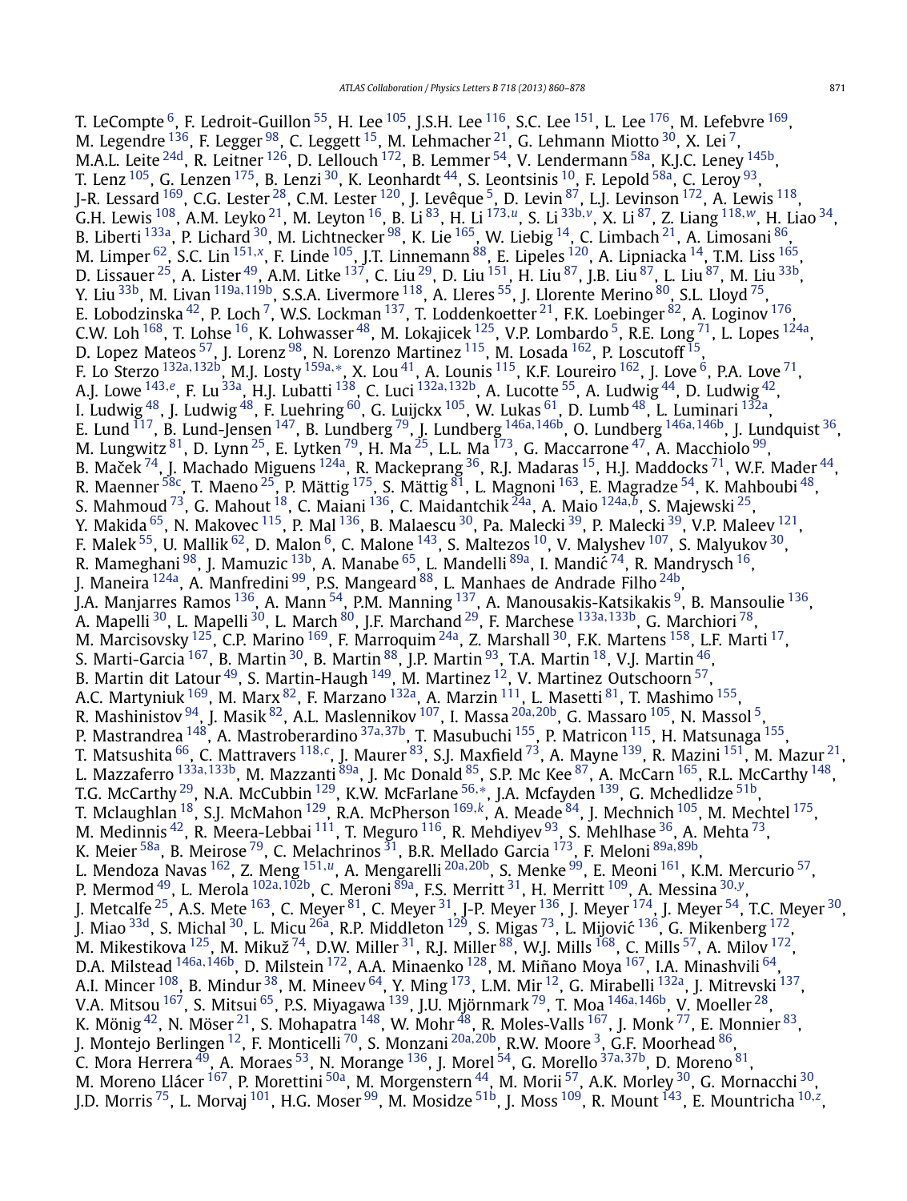T. LeCompte [6], F. Ledroit-Guillon [55], H. Lee [105], J.S.H. Lee [116], S.C. Lee [151], L. Lee [176], M. Lefebvre [169], M. Legendre [136], F. Legger [98], C. Leggett [15], M. Lehmacher [21], G. Lehmann Miotto [30], X. Lei [7], M.A.L. Leite [24d], R. Leitner [126], D. Lellouch [172], B. Lemmer [54], V. Lendermann [58a], K.J.C. Leney [145b], T. Lenz [105], G. Lenzen [175], B. Lenzi [30], K. Leonhardt [44], S. Leontsinis [10], F. Lepold [58a], C. Leroy [93], J-R. Lessard [169], C.G. Lester [28], C.M. Lester [120], J. Levêque [5], D. Levin [87], L.J. Levinson [172], A. Lewis [118], G.H. Lewis [108], A.M. Leyko [21], M. Leyton [16], B. Li [83], H. Li [173,u], S. Li [33b,v], X. Li [87], Z. Liang [118,w], H. Liao [34], B. Liberti [133a], P. Lichard [30], M. Lichtnecker [98], K. Lie [165], W. Liebig [14], C. Limbach [21], A. Limosani [86], M. Limper [62], S.C. Lin [151,x], F. Linde [105], J.T. Linnemann [88], E. Lipeles [120], A. Lipniacka [14], T.M. Liss [165], D. Lissauer [25], A. Lister [49], A.M. Litke [137], C. Liu [29], D. Liu [151], H. Liu [87], J.B. Liu [87], L. Liu [87], M. Liu [33b], Y. Liu [33b], M. Livan [119a,119b], S.S.A. Livermore [118], A. Lleres [55], J. Llorente Merino [80], S.L. Lloyd [75], E. Lobodzinska [42], P. Loch [7], W.S. Lockman [137], T. Loddenkoetter [21], F.K. Loebinger [82], A. Loginov [176], C.W. Loh [168], T. Lohse [16], K. Lohwasser [48], M. Lokajicek [125], V.P. Lombardo [5], R.E. Long [71], L. Lopes [124a], D. Lopez Mateos [57], J. Lorenz [98], N. Lorenzo Martinez [115], M. Losada [162], P. Loscutoff [15], F. Lo Sterzo [132a,132b], M.J. Losty [159a,*], X. Lou [41], A. Lounis [115], K.F. Loureiro [162], J. Love [6], P.A. Love [71], A.J. Lowe [143,e], F. Lu [33a], H.J. Lubatti [138], C. Luci [132a,132b], A. Lucotte [55], A. Ludwig [44], D. Ludwig [42], I. Ludwig [48], J. Ludwig [48], F. Luehring [60], G. Luijckx [105], W. Lukas [61], D. Lumb [48], L. Luminari [132a], E. Lund [117], B. Lund-Jensen [147], B. Lundberg [79], J. Lundberg [146a,146b], O. Lundberg [146a,146b], J. Lundquist [36], M. Lungwitz [81], D. Lynn [25], E. Lytken [79], H. Ma [25], L.L. Ma [173], G. Maccarrone [47], A. Macchiolo [99], B. Maček [74], J. Machado Miguens [124a], R. Mackeprang [36], R.J. Madaras [15], H.J. Maddocks [71], W.F. Mader [44], R. Maenner [58c], T. Maeno [25], P. Mättig [175], S. Mättig [81], L. Magnoni [163], E. Magradze [54], K. Mahboubi [48], S. Mahmoud [73], G. Mahout [18], C. Maiani [136], C. Maidantchik [24a], A. Maio [124a,b], S. Majewski [25], Y. Makida [65], N. Makovec [115], P. Mal [136], B. Malaescu [30], Pa. Malecki [39], P. Malecki [39], V.P. Maleev [121], F. Malek [55], U. Mallik [62], D. Malon [6], C. Malone [143], S. Maltezos [10], V. Malyshev [107], S. Malyukov [30], R. Mameghani [98], J. Mamuzic [13b], A. Manabe [65], L. Mandelli [89a], I. Mandić [74], R. Mandrysch [16], J. Maneira [124a], A. Manfredini [99], P.S. Mangeard [88], L. Manhaes de Andrade Filho [24b], J.A. Manjarres Ramos [136], A. Mann [54], P.M. Manning [137], A. Manousakis-Katsikakis [9], B. Mansoulie [136], A. Mapelli [30], L. Mapelli [30], L. March [80], J.F. Marchand [29], F. Marchese [133a,133b], G. Marchiori [78], M. Marcisovsky [125], C.P. Marino [169], F. Marroquim [24a], Z. Marshall [30], F.K. Martens [158], L.F. Marti [17], S. Marti-Garcia [167], B. Martin [30], B. Martin [88], J.P. Martin [93], T.A. Martin [18], V.J. Martin [46], B. Martin dit Latour [49], S. Martin-Haugh [149], M. Martinez [12], V. Martinez Outschoorn [57], A.C. Martyniuk [169], M. Marx [82], F. Marzano [132a], A. Marzin [111], L. Masetti [81], T. Mashimo [155], R. Mashinistov [94], J. Masik [82], A.L. Maslennikov [107], I. Massa [20a,20b], G. Massaro [105], N. Massol [5], P. Mastrandrea [148], A. Mastroberardino [37a,37b], T. Masubuchi [155], P. Matricon [115], H. Matsunaga [155], T. Matsushita [66], C. Mattravers [118,c], J. Maurer [83], S.J. Maxfield [73], A. Mayne [139], R. Mazini [151], M. Mazur [21], L. Mazzaferro [133a,133b], M. Mazzanti [89a], J. Mc Donald [85], S.P. Mc Kee [87], A. McCarn [165], R.L. McCarthy [148], T.G. McCarthy [29], N.A. McCubbin [129], K.W. McFarlane [56,*], J.A. Mcfayden [139], G. Mchedlidze [51b], T. Mclaughlan [18], S.J. McMahon [129], R.A. McPherson [169,k], A. Meade [84], J. Mechnich [105], M. Mechtel [175], M. Medinnis [42], R. Meera-Lebbai [111], T. Meguro [116], R. Mehdiyev [93], S. Mehlhase [36], A. Mehta [73], K. Meier [58a], B. Meirose [79], C. Melachrinos [31], B.R. Mellado Garcia [173], F. Meloni [89a,89b], L. Mendoza Navas [162], Z. Meng [151,u], A. Mengarelli [20a,20b], S. Menke [99], E. Meoni [161], K.M. Mercurio [57], P. Mermod [49], L. Merola [102a,102b], C. Meroni [89a], F.S. Merritt [31], H. Merritt [109], A. Messina [30,y], J. Metcalfe [25], A.S. Mete [163], C. Meyer [81], C. Meyer [31], J-P. Meyer [136], J. Meyer [174], J. Meyer [54], T.C. Meyer [30], J. Miao [33d], S. Michal [30], L. Micu [26a], R.P. Middleton [129], S. Migas [73], L. Mijović [136], G. Mikenberg [172], M. Mikestikova [125], M. Mikuž [74], D.W. Miller [31], R.J. Miller [88], W.J. Mills [168], C. Mills [57], A. Milov [172], D.A. Milstead [146a,146b], D. Milstein [172], A.A. Minaenko [128], M. Miñano Moya [167], I.A. Minashvili [64], A.I. Mincer [108], B. Mindur [38], M. Mineev [64], Y. Ming [173], L.M. Mir [12], G. Mirabelli [132a], J. Mitrevski [137], V.A. Mitsou [167], S. Mitsui [65], P.S. Miyagawa [139], J.U. Mjörnmark [79], T. Moa [146a,146b], V. Moeller [28], K. Mönig [42], N. Möser [21], S. Mohapatra [148], W. Mohr [48], R. Moles-Valls [167], J. Monk [77], E. Monnier [83], J. Montejo Berlingen [12], F. Monticelli [70], S. Monzani [20a,20b], R.W. Moore [3], G.F. Moorhead [86], C. Mora Herrera [49], A. Moraes [53], N. Morange [136], J. Morel [54], G. Morello [37a,37b], D. Moreno [81], M. Moreno Llácer [167], P. Morettini [50a], M. Morgenstern [44], M. Morii [57], A.K. Morley [30], G. Mornacchi [30], J.D. Morris [75], L. Morvaj [101], H.G. Moser [99], M. Mosidze [51b], J. Moss [109], R. Mount [143], E. Mountricha [10,z],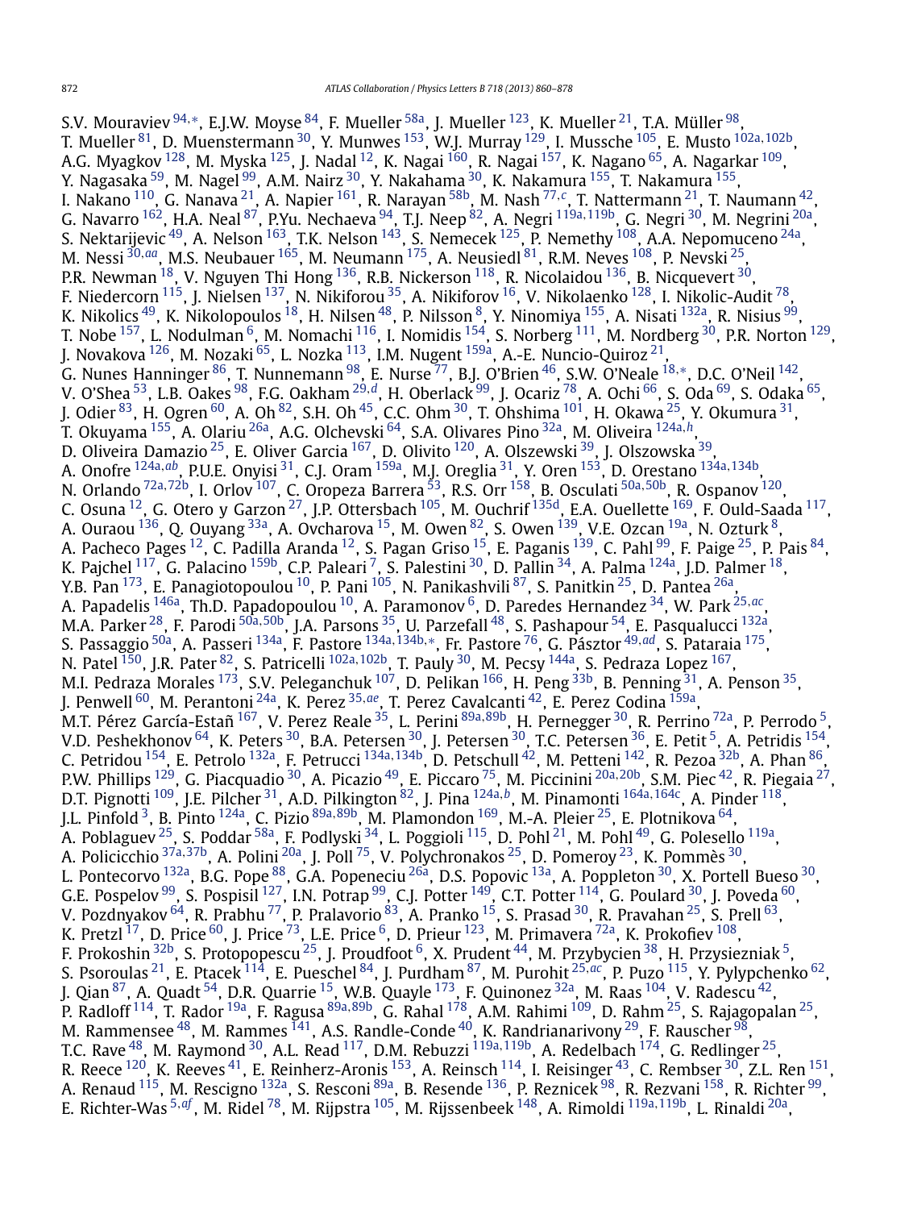S.V. Mouraviev [94,∗], E.J.W. Moyse [84], F. Mueller [58a], J. Mueller [123], K. Mueller [21], T.A. Müller [98], T. Mueller [81], D. Muenstermann [30], Y. Munwes [153], W.J. Murray [129], I. Mussche [105], E. Musto [102a,102b], A.G. Myagkov [128], M. Myska [125], J. Nadal [12], K. Nagai [160], R. Nagai [157], K. Nagano [65], A. Nagarkar [109], Y. Nagasaka [59], M. Nagel [99], A.M. Nairz [30], Y. Nakahama [30], K. Nakamura [155], T. Nakamura [155], I. Nakano [110], G. Nanava [21], A. Napier [161], R. Narayan [58b], M. Nash [77,c], T. Nattermann [21], T. Naumann [42], G. Navarro [162], H.A. Neal [87], P.Yu. Nechaeva [94], T.J. Neep [82], A. Negri [119a,119b], G. Negri [30], M. Negrini [20a], S. Nektarijevic [49], A. Nelson [163], T.K. Nelson [143], S. Nemecek [125], P. Nemethy [108], A.A. Nepomuceno [24a], M. Nessi [30,aa], M.S. Neubauer [165], M. Neumann [175], A. Neusiedl [81], R.M. Neves [108], P. Nevski [25], P.R. Newman [18], V. Nguyen Thi Hong [136], R.B. Nickerson [118], R. Nicolaidou [136], B. Nicquevert [30], F. Niedercorn [115], J. Nielsen [137], N. Nikiforou [35], A. Nikiforov [16], V. Nikolaenko [128], I. Nikolic-Audit [78], K. Nikolics [49], K. Nikolopoulos [18], H. Nilsen [48], P. Nilsson [8], Y. Ninomiya [155], A. Nisati [132a], R. Nisius [99], T. Nobe [157], L. Nodulman [6], M. Nomachi [116], I. Nomidis [154], S. Norberg [111], M. Nordberg [30], P.R. Norton [129], J. Novakova [126], M. Nozaki [65], L. Nozka [113], I.M. Nugent [159a], A.-E. Nuncio-Quiroz [21], G. Nunes Hanninger [86], T. Nunnemann [98], E. Nurse [77], B.J. O'Brien [46], S.W. O'Neale [18,∗], D.C. O'Neil [142], V. O'Shea [53], L.B. Oakes [98], F.G. Oakham [29,d], H. Oberlack [99], J. Ocariz [78], A. Ochi [66], S. Oda [69], S. Odaka [65], J. Odier [83], H. Ogren [60], A. Oh [82], S.H. Oh [45], C.C. Ohm [30], T. Ohshima [101], H. Okawa [25], Y. Okumura [31], T. Okuyama [155], A. Olariu [26a], A.G. Olchevski [64], S.A. Olivares Pino [32a], M. Oliveira [124a,h], D. Oliveira Damazio [25], E. Oliver Garcia [167], D. Olivito [120], A. Olszewski [39], J. Olszowska [39], A. Onofre [124a,ab], P.U.E. Onyisi [31], C.J. Oram [159a], M.J. Oreglia [31], Y. Oren [153], D. Orestano [134a,134b], N. Orlando [72a,72b], I. Orlov [107], C. Oropeza Barrera [53], R.S. Orr [158], B. Osculati [50a,50b], R. Ospanov [120], C. Osuna [12], G. Otero y Garzon [27], J.P. Ottersbach [105], M. Ouchrif [135d], E.A. Ouellette [169], F. Ould-Saada [117], A. Ouraou [136], Q. Ouyang [33a], A. Ovcharova [15], M. Owen [82], S. Owen [139], V.E. Ozcan [19a], N. Ozturk [8], A. Pacheco Pages [12], C. Padilla Aranda [12], S. Pagan Griso [15], E. Paganis [139], C. Pahl [99], F. Paige [25], P. Pais [84], K. Pajchel [117], G. Palacino [159b], C.P. Paleari [7], S. Palestini [30], D. Pallin [34], A. Palma [124a], J.D. Palmer [18], Y.B. Pan [173], E. Panagiotopoulou [10], P. Pani [105], N. Panikashvili [87], S. Panitkin [25], D. Pantea [26a], A. Papadelis [146a], Th.D. Papadopoulou [10], A. Paramonov [6], D. Paredes Hernandez [34], W. Park [25,ac], M.A. Parker [28], F. Parodi [50a,50b], J.A. Parsons [35], U. Parzefall [48], S. Pashapour [54], E. Pasqualucci [132a], S. Passaggio [50a], A. Passeri [134a], F. Pastore [134a,134b,∗], Fr. Pastore [76], G. Pásztor [49,ad], S. Pataraia [175], N. Patel [150], J.R. Pater [82], S. Patricelli [102a,102b], T. Pauly [30], M. Pecsy [144a], S. Pedraza Lopez [167], M.I. Pedraza Morales [173], S.V. Peleganchuk [107], D. Pelikan [166], H. Peng [33b], B. Penning [31], A. Penson [35], J. Penwell [60], M. Perantoni [24a], K. Perez [35,ae], T. Perez Cavalcanti [42], E. Perez Codina [159a], M.T. Pérez García-Estañ [167], V. Perez Reale [35], L. Perini [89a,89b], H. Pernegger [30], R. Perrino [72a], P. Perrodo [5], V.D. Peshekhonov [64], K. Peters [30], B.A. Petersen [30], J. Petersen [30], T.C. Petersen [36], E. Petit [5], A. Petridis [154], C. Petridou [154], E. Petrolo [132a], F. Petrucci [134a,134b], D. Petschull [42], M. Petteni [142], R. Pezoa [32b], A. Phan [86], P.W. Phillips [129], G. Piacquadio [30], A. Picazio [49], E. Piccaro [75], M. Piccinini [20a,20b], S.M. Piec [42], R. Piegaia [27], D.T. Pignotti [109], J.E. Pilcher [31], A.D. Pilkington [82], J. Pina [124a,b], M. Pinamonti [164a,164c], A. Pinder [118], J.L. Pinfold [3], B. Pinto [124a], C. Pizio [89a,89b], M. Plamondon [169], M.-A. Pleier [25], E. Plotnikova [64], A. Poblaguev [25], S. Poddar [58a], F. Podlyski [34], L. Poggioli [115], D. Pohl [21], M. Pohl [49], G. Polesello [119a], A. Policicchio [37a,37b], A. Polini [20a], J. Poll [75], V. Polychronakos [25], D. Pomeroy [23], K. Pommès [30], L. Pontecorvo [132a], B.G. Pope [88], G.A. Popeneciu [26a], D.S. Popovic [13a], A. Poppleton [30], X. Portell Bueso [30], G.E. Pospelov [99], S. Pospisil [127], I.N. Potrap [99], C.J. Potter [149], C.T. Potter [114], G. Poulard [30], J. Poveda [60], V. Pozdnyakov [64], R. Prabhu [77], P. Pralavorio [83], A. Pranko [15], S. Prasad [30], R. Pravahan [25], S. Prell [63], K. Pretzl [17], D. Price [60], J. Price [73], L.E. Price [6], D. Prieur [123], M. Primavera [72a], K. Prokofiev [108], F. Prokoshin [32b], S. Protopopescu [25], J. Proudfoot [6], X. Prudent [44], M. Przybycien [38], H. Przysiezniak [5], S. Psoroulas [21], E. Ptacek [114], E. Pueschel [84], J. Purdham [87], M. Purohit [25,ac], P. Puzo [115], Y. Pylypchenko [62], J. Qian [87], A. Quadt [54], D.R. Quarrie [15], W.B. Quayle [173], F. Quinonez [32a], M. Raas [104], V. Radescu [42], P. Radloff [114], T. Rador [19a], F. Ragusa [89a,89b], G. Rahal [178], A.M. Rahimi [109], D. Rahm [25], S. Rajagopalan [25], M. Rammensee [48], M. Rammes [141], A.S. Randle-Conde [40], K. Randrianarivony [29], F. Rauscher [98], T.C. Rave [48], M. Raymond [30], A.L. Read [117], D.M. Rebuzzi [119a,119b], A. Redelbach [174], G. Redlinger [25], R. Reece [120], K. Reeves [41], E. Reinherz-Aronis [153], A. Reinsch [114], I. Reisinger [43], C. Rembser [30], Z.L. Ren [151], A. Renaud [115], M. Rescigno [132a], S. Resconi [89a], B. Resende [136], P. Reznicek [98], R. Rezvani [158], R. Richter [99], E. Richter-Was [5,af], M. Ridel [78], M. Rijpstra [105], M. Rijssenbeek [148], A. Rimoldi [119a,119b], L. Rinaldi [20a],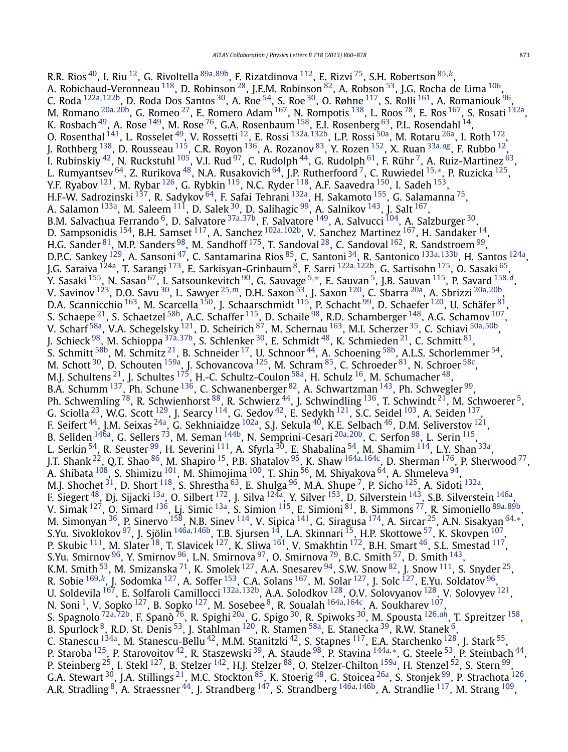R.R. Rios [40], I. Riu [12], G. Rivoltella [89a,89b], F. Rizatdinova [112], E. Rizvi [75], S.H. Robertson [85,k], A. Robichaud-Veronneau [118], D. Robinson [28], J.E.M. Robinson [82], A. Robson [53], J.G. Rocha de Lima [106], C. Roda [122a,122b], D. Roda Dos Santos [30], A. Roe [54], S. Roe [30], O. Røhne [117], S. Rolli [161], A. Romaniouk [96], M. Romano [20a,20b], G. Romeo [27], E. Romero Adam [167], N. Rompotis [138], L. Roos [78], E. Ros [167], S. Rosati [132a], K. Rosbach [49], A. Rose [149], M. Rose [76], G.A. Rosenbaum [158], E.I. Rosenberg [63], P.L. Rosendahl [14], O. Rosenthal [141], L. Rosselet [49], V. Rossetti [12], E. Rossi [132a,132b], L.P. Rossi [50a], M. Rotaru [26a], I. Roth [172], J. Rothberg [138], D. Rousseau [115], C.R. Royon [136], A. Rozanov [83], Y. Rozen [152], X. Ruan [33a,ag], F. Rubbo [12], I. Rubinskiy [42], N. Ruckstuhl [105], V.I. Rud [97], C. Rudolph [44], G. Rudolph [61], F. Rühr [7], A. Ruiz-Martinez [63], L. Rumyantsev [64], Z. Rurikova [48], N.A. Rusakovich [64], J.P. Rutherfoord [7], C. Ruwiedel [15,*], P. Ruzicka [125], Y.F. Ryabov [121], M. Rybar [126], G. Rybkin [115], N.C. Ryder [118], A.F. Saavedra [150], I. Sadeh [153], H.F-W. Sadrozinski [137], R. Sadykov [64], F. Safai Tehrani [132a], H. Sakamoto [155], G. Salamanna [75], A. Salamon [133a], M. Saleem [111], D. Salek [30], D. Salihagic [99], A. Salnikov [143], J. Salt [167], B.M. Salvachua Ferrando [6], D. Salvatore [37a,37b], F. Salvatore [149], A. Salvucci [104], A. Salzburger [30], D. Sampsonidis [154], B.H. Samset [117], A. Sanchez [102a,102b], V. Sanchez Martinez [167], H. Sandaker [14], H.G. Sander [81], M.P. Sanders [98], M. Sandhoff [175], T. Sandoval [28], C. Sandoval [162], R. Sandstroem [99], D.P.C. Sankey [129], A. Sansoni [47], C. Santamarina Rios [85], C. Santoni [34], R. Santonico [133a,133b], H. Santos [124a], J.G. Saraiva [124a], T. Sarangi [173], E. Sarkisyan-Grinbaum [8], F. Sarri [122a,122b], G. Sartisohn [175], O. Sasaki [65], Y. Sasaki [155], N. Sasao [67], I. Satsounkevitch [90], G. Sauvage [5,*], E. Sauvan [5], J.B. Sauvan [115], P. Savard [158,d], V. Savinov [123], D.O. Savu [30], L. Sawyer [25,m], D.H. Saxon [53], J. Saxon [120], C. Sbarra [20a], A. Sbrizzi [20a,20b], D.A. Scannicchio [163], M. Scarcella [150], J. Schaarschmidt [115], P. Schacht [99], D. Schaefer [120], U. Schäfer [81], S. Schaepe [21], S. Schaetzel [58b], A.C. Schaffer [115], D. Schaile [98], R.D. Schamberger [148], A.G. Schamov [107], V. Scharf [58a], V.A. Schegelsky [121], D. Scheirich [87], M. Schernau [163], M.I. Scherzer [35], C. Schiavi [50a,50b], J. Schieck [98], M. Schioppa [37a,37b], S. Schlenker [30], E. Schmidt [48], K. Schmieden [21], C. Schmitt [81], S. Schmitt [58b], M. Schmitz [21], B. Schneider [17], U. Schnoor [44], A. Schoening [58b], A.L.S. Schorlemmer [54], M. Schott [30], D. Schouten [159a], J. Schovancova [125], M. Schram [85], C. Schroeder [81], N. Schroer [58c], M.J. Schultens [21], J. Schultes [175], H.-C. Schultz-Coulon [58a], H. Schulz [16], M. Schumacher [48], B.A. Schumm [137], Ph. Schune [136], C. Schwanenberger [82], A. Schwartzman [143], Ph. Schwegler [99], Ph. Schwemling [78], R. Schwienhorst [88], R. Schwierz [44], J. Schwindling [136], T. Schwindt [21], M. Schwoerer [5], G. Sciolla [23], W.G. Scott [129], J. Searcy [114], G. Sedov [42], E. Sedykh [121], S.C. Seidel [103], A. Seiden [137], F. Seifert [44], J.M. Seixas [24a], G. Sekhniaidze [102a], S.J. Sekula [40], K.E. Selbach [46], D.M. Seliverstov [121], B. Sellden [146a], G. Sellers [73], M. Seman [144b], N. Semprini-Cesari [20a,20b], C. Serfon [98], L. Serin [115], L. Serkin [54], R. Seuster [99], H. Severini [111], A. Sfyrla [30], E. Shabalina [54], M. Shamim [114], L.Y. Shan [33a], J.T. Shank [22], Q.T. Shao [86], M. Shapiro [15], P.B. Shatalov [95], K. Shaw [164a,164c], D. Sherman [176], P. Sherwood [77], A. Shibata [108], S. Shimizu [101], M. Shimojima [100], T. Shin [56], M. Shiyakova [64], A. Shmeleva [94], M.J. Shochet [31], D. Short [118], S. Shrestha [63], E. Shulga [96], M.A. Shupe [7], P. Sicho [125], A. Sidoti [132a], F. Siegert [48], Dj. Sijacki [13a], O. Silbert [172], J. Silva [124a], Y. Silver [153], D. Silverstein [143], S.B. Silverstein [146a], V. Simak [127], O. Simard [136], Lj. Simic [13a], S. Simion [115], E. Simioni [81], B. Simmons [77], R. Simoniello [89a,89b], M. Simonyan [36], P. Sinervo [158], N.B. Sinev [114], V. Sipica [141], G. Siragusa [174], A. Sircar [25], A.N. Sisakyan [64,*], S.Yu. Sivoklokov [97], J. Sjölin [146a,146b], T.B. Sjursen [14], L.A. Skinnari [15], H.P. Skottowe [57], K. Skovpen [107], P. Skubic [111], M. Slater [18], T. Slavicek [127], K. Sliwa [161], V. Smakhtin [172], B.H. Smart [46], S.L. Smestad [117], S.Yu. Smirnov [96], Y. Smirnov [96], L.N. Smirnova [97], O. Smirnova [79], B.C. Smith [57], D. Smith [143], K.M. Smith [53], M. Smizanska [71], K. Smolek [127], A.A. Snesarev [94], S.W. Snow [82], J. Snow [111], S. Snyder [25], R. Sobie [169,k], J. Sodomka [127], A. Soffer [153], C.A. Solans [167], M. Solar [127], J. Solc [127], E.Yu. Soldatov [96], U. Soldevila [167], E. Solfaroli Camillocci [132a,132b], A.A. Solodkov [128], O.V. Solovyanov [128], V. Solovyev [121], N. Soni [1], V. Sopko [127], B. Sopko [127], M. Sosebee [8], R. Soualah [164a,164c], A. Soukharev [107], S. Spagnolo [72a,72b], F. Spanò [76], R. Spighi [20a], G. Spigo [30], R. Spiwoks [30], M. Spousta [126,ah], T. Spreitzer [158], B. Spurlock [8], R.D. St. Denis [53], J. Stahlman [120], R. Stamen [58a], E. Stanecka [39], R.W. Stanek [6], C. Stanescu [134a], M. Stanescu-Bellu [42], M.M. Stanitzki [42], S. Stapnes [117], E.A. Starchenko [128], J. Stark [55], P. Staroba [125], P. Starovoitov [42], R. Staszewski [39], A. Staude [98], P. Stavina [144a,*], G. Steele [53], P. Steinbach [44], P. Steinberg [25], I. Stekl [127], B. Stelzer [142], H.J. Stelzer [88], O. Stelzer-Chilton [159a], H. Stenzel [52], S. Stern [99], G.A. Stewart [30], J.A. Stillings [21], M.C. Stockton [85], K. Stoerig [48], G. Stoicea [26a], S. Stonjek [99], P. Strachota [126], A.R. Stradling [8], A. Straessner [44], J. Strandberg [147], S. Strandberg [146a,146b], A. Strandlie [117], M. Strang [109],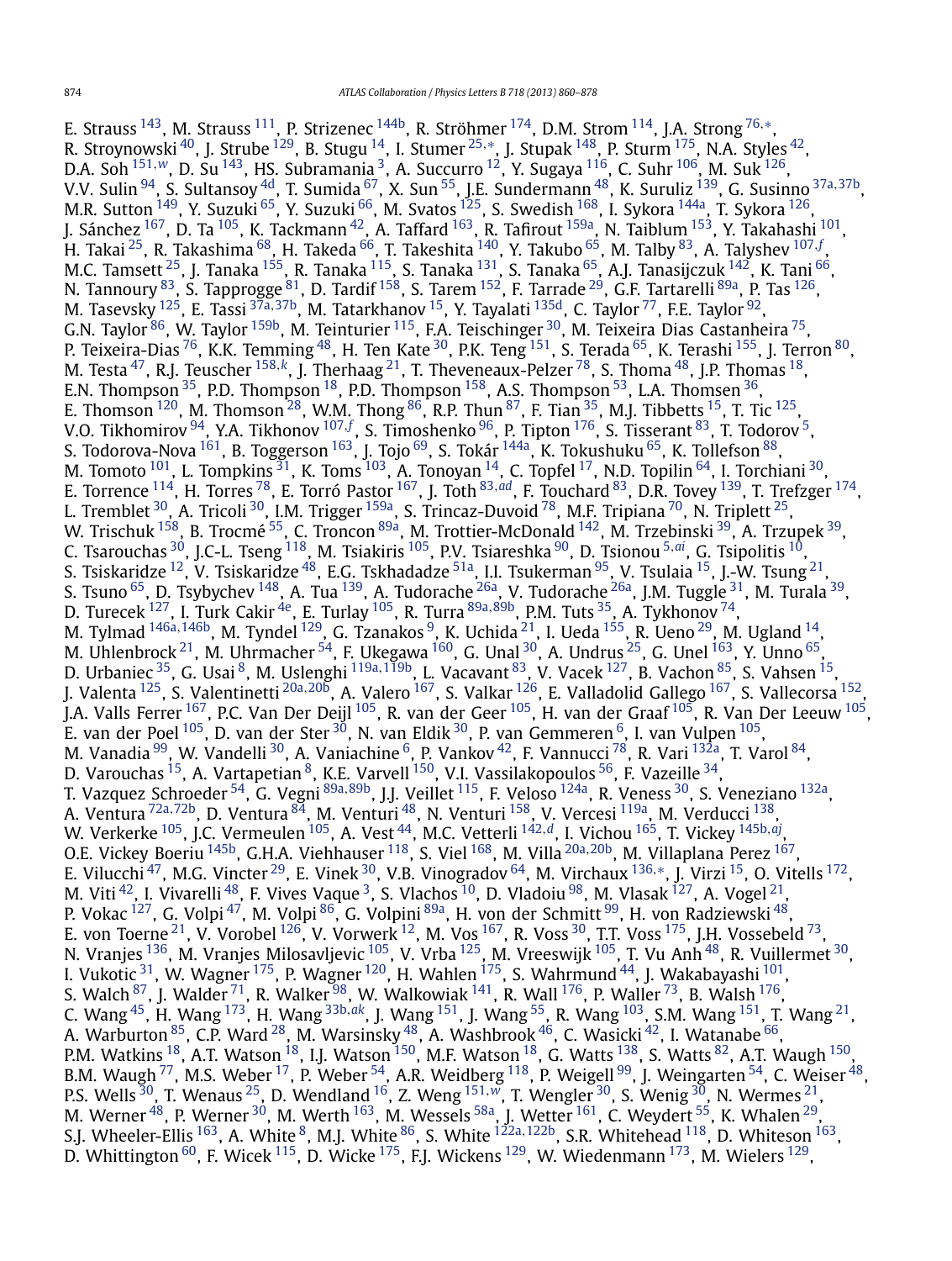E. Strauss [143], M. Strauss [111], P. Strizenec [144b], R. Ströhmer [174], D.M. Strom [114], J.A. Strong [76,*], R. Stroynowski [40], J. Strube [129], B. Stugu [14], I. Stumer [25,*], J. Stupak [148], P. Sturm [175], N.A. Styles [42], D.A. Soh [151,w], D. Su [143], HS. Subramania [3], A. Succurro [12], Y. Sugaya [116], C. Suhr [106], M. Suk [126], V.V. Sulin [94], S. Sultansoy [4d], T. Sumida [67], X. Sun [55], J.E. Sundermann [48], K. Suruliz [139], G. Susinno [37a,37b], M.R. Sutton [149], Y. Suzuki [65], Y. Suzuki [66], M. Svatos [125], S. Swedish [168], I. Sykora [144a], T. Sykora [126], J. Sánchez [167], D. Ta [105], K. Tackmann [42], A. Taffard [163], R. Tafirout [159a], N. Taiblum [153], Y. Takahashi [101], H. Takai [25], R. Takashima [68], H. Takeda [66], T. Takeshita [140], Y. Takubo [65], M. Talby [83], A. Talyshev [107,f], M.C. Tamsett [25], J. Tanaka [155], R. Tanaka [115], S. Tanaka [131], S. Tanaka [65], A.J. Tanasijczuk [142], K. Tani [66], N. Tannoury [83], S. Tapprogge [81], D. Tardif [158], S. Tarem [152], F. Tarrade [29], G.F. Tartarelli [89a], P. Tas [126], M. Tasevsky [125], E. Tassi [37a,37b], M. Tatarkhanov [15], Y. Tayalati [135d], C. Taylor [77], F.E. Taylor [92], G.N. Taylor [86], W. Taylor [159b], M. Teinturier [115], F.A. Teischinger [30], M. Teixeira Dias Castanheira [75], P. Teixeira-Dias [76], K.K. Temming [48], H. Ten Kate [30], P.K. Teng [151], S. Terada [65], K. Terashi [155], J. Terron [80], M. Testa [47], R.J. Teuscher [158,k], J. Therhaag [21], T. Theveneaux-Pelzer [78], S. Thoma [48], J.P. Thomas [18], E.N. Thompson [35], P.D. Thompson [18], P.D. Thompson [158], A.S. Thompson [53], L.A. Thomsen [36], E. Thomson [120], M. Thomson [28], W.M. Thong [86], R.P. Thun [87], F. Tian [35], M.J. Tibbetts [15], T. Tic [125], V.O. Tikhomirov [94], Y.A. Tikhonov [107,f], S. Timoshenko [96], P. Tipton [176], S. Tisserant [83], T. Todorov [5], S. Todorova-Nova [161], B. Toggerson [163], J. Tojo [69], S. Tokár [144a], K. Tokushuku [65], K. Tollefson [88], M. Tomoto [101], L. Tompkins [31], K. Toms [103], A. Tonoyan [14], C. Topfel [17], N.D. Topilin [64], I. Torchiani [30], E. Torrence [114], H. Torres [78], E. Torró Pastor [167], J. Toth [83,ad], F. Touchard [83], D.R. Tovey [139], T. Trefzger [174], L. Tremblet [30], A. Tricoli [30], I.M. Trigger [159a], S. Trincaz-Duvoid [78], M.F. Tripiana [70], N. Triplett [25], W. Trischuk [158], B. Trocmé [55], C. Troncon [89a], M. Trottier-McDonald [142], M. Trzebinski [39], A. Trzupek [39], C. Tsarouchas [30], J.C-L. Tseng [118], M. Tsiakiris [105], P.V. Tsiareshka [90], D. Tsionou [5,ai], G. Tsipolitis [10], S. Tsiskaridze [12], V. Tsiskaridze [48], E.G. Tskhadadze [51a], I.I. Tsukerman [95], V. Tsulaia [15], J.-W. Tsung [21], S. Tsuno [65], D. Tsybychev [148], A. Tua [139], A. Tudorache [26a], V. Tudorache [26a], J.M. Tuggle [31], M. Turala [39], D. Turecek [127], I. Turk Cakir [4e], E. Turlay [105], R. Turra [89a,89b], P.M. Tuts [35], A. Tykhonov [74], M. Tylmad [146a,146b], M. Tyndel [129], G. Tzanakos [9], K. Uchida [21], I. Ueda [155], R. Ueno [29], M. Ugland [14], M. Uhlenbrock [21], M. Uhrmacher [54], F. Ukegawa [160], G. Unal [30], A. Undrus [25], G. Unel [163], Y. Unno [65], D. Urbaniec [35], G. Usai [8], M. Uslenghi [119a,119b], L. Vacavant [83], V. Vacek [127], B. Vachon [85], S. Vahsen [15], J. Valenta [125], S. Valentinetti [20a,20b], A. Valero [167], S. Valkar [126], E. Valladolid Gallego [167], S. Vallecorsa [152], J.A. Valls Ferrer [167], P.C. Van Der Deijl [105], R. van der Geer [105], H. van der Graaf [105], R. Van Der Leeuw [105], E. van der Poel [105], D. van der Ster [30], N. van Eldik [30], P. van Gemmeren [6], I. van Vulpen [105], M. Vanadia [99], W. Vandelli [30], A. Vaniachine [6], P. Vankov [42], F. Vannucci [78], R. Vari [132a], T. Varol [84], D. Varouchas [15], A. Vartapetian [8], K.E. Varvell [150], V.I. Vassilakopoulos [56], F. Vazeille [34], T. Vazquez Schroeder [54], G. Vegni [89a,89b], J.J. Veillet [115], F. Veloso [124a], R. Veness [30], S. Veneziano [132a], A. Ventura [72a,72b], D. Ventura [84], M. Venturi [48], N. Venturi [158], V. Vercesi [119a], M. Verducci [138], W. Verkerke [105], J.C. Vermeulen [105], A. Vest [44], M.C. Vetterli [142,d], I. Vichou [165], T. Vickey [145b,aj], O.E. Vickey Boeriu [145b], G.H.A. Viehhauser [118], S. Viel [168], M. Villa [20a,20b], M. Villaplana Perez [167], E. Vilucchi [47], M.G. Vincter [29], E. Vinek [30], V.B. Vinogradov [64], M. Virchaux [136,*], J. Virzi [15], O. Vitells [172], M. Viti [42], I. Vivarelli [48], F. Vives Vaque [3], S. Vlachos [10], D. Vladoiu [98], M. Vlasak [127], A. Vogel [21], P. Vokac [127], G. Volpi [47], M. Volpi [86], G. Volpini [89a], H. von der Schmitt [99], H. von Radziewski [48], E. von Toerne [21], V. Vorobel [126], V. Vorwerk [12], M. Vos [167], R. Voss [30], T.T. Voss [175], J.H. Vossebeld [73], N. Vranjes [136], M. Vranjes Milosavljevic [105], V. Vrba [125], M. Vreeswijk [105], T. Vu Anh [48], R. Vuillermet [30], I. Vukotic [31], W. Wagner [175], P. Wagner [120], H. Wahlen [175], S. Wahrmund [44], J. Wakabayashi [101], S. Walch [87], J. Walder [71], R. Walker [98], W. Walkowiak [141], R. Wall [176], P. Waller [73], B. Walsh [176], C. Wang [45], H. Wang [173], H. Wang [33b,ak], J. Wang [151], J. Wang [55], R. Wang [103], S.M. Wang [151], T. Wang [21], A. Warburton [85], C.P. Ward [28], M. Warsinsky [48], A. Washbrook [46], C. Wasicki [42], I. Watanabe [66], P.M. Watkins [18], A.T. Watson [18], I.J. Watson [150], M.F. Watson [18], G. Watts [138], S. Watts [82], A.T. Waugh [150], B.M. Waugh [77], M.S. Weber [17], P. Weber [54], A.R. Weidberg [118], P. Weigell [99], J. Weingarten [54], C. Weiser [48], P.S. Wells [30], T. Wenaus [25], D. Wendland [16], Z. Weng [151,w], T. Wengler [30], S. Wenig [30], N. Wermes [21], M. Werner [48], P. Werner [30], M. Werth [163], M. Wessels [58a], J. Wetter [161], C. Weydert [55], K. Whalen [29], S.J. Wheeler-Ellis [163], A. White [8], M.J. White [86], S. White [122a,122b], S.R. Whitehead [118], D. Whiteson [163], D. Whittington [60], F. Wicek [115], D. Wicke [175], F.J. Wickens [129], W. Wiedenmann [173], M. Wielers [129],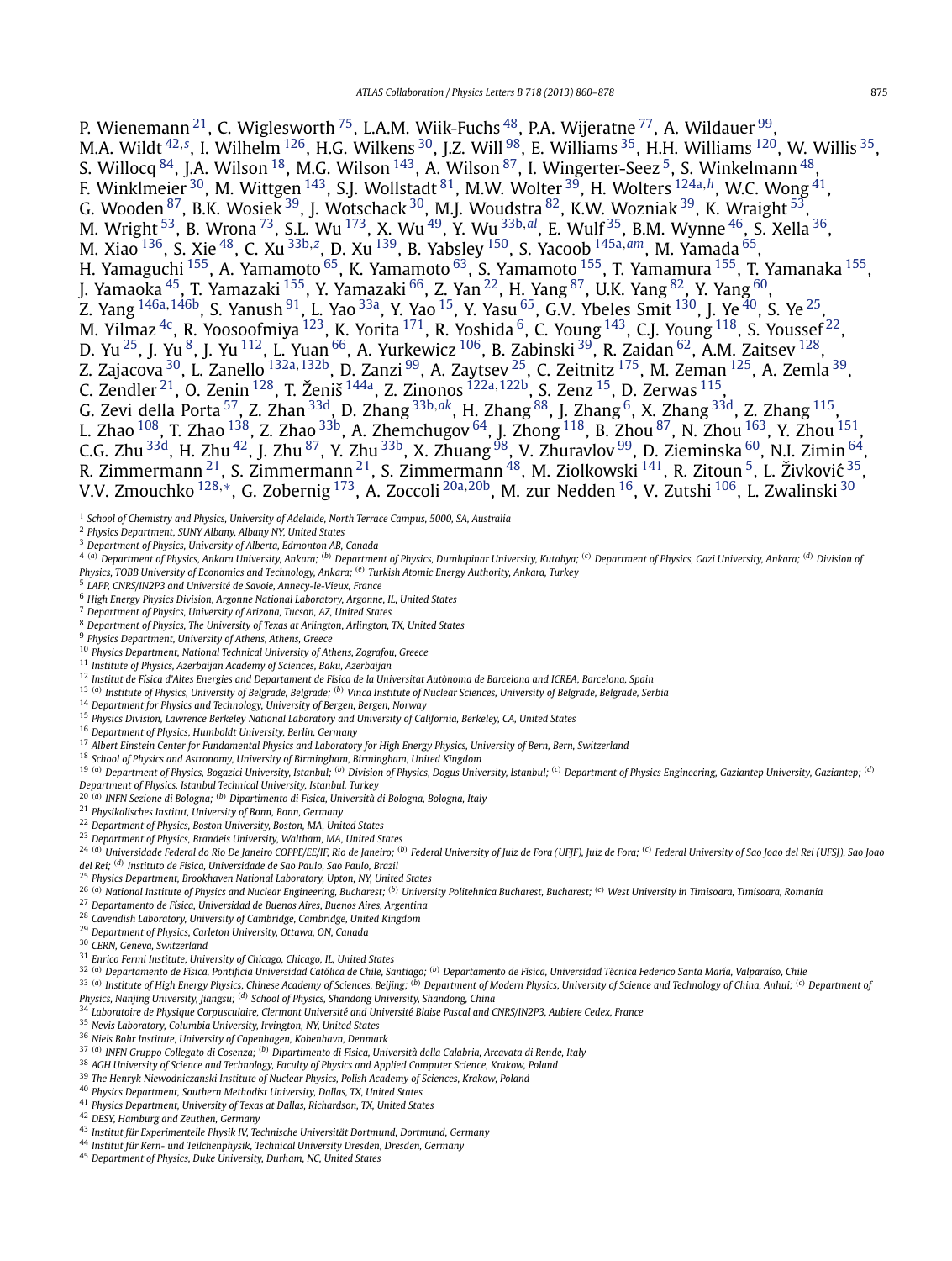P. Wienemann [21], C. Wiglesworth [75], L.A.M. Wiik-Fuchs [48], P.A. Wijeratne [77], A. Wildauer [99], M.A. Wildt [42,s], I. Wilhelm [126], H.G. Wilkens [30], J.Z. Will [98], E. Williams [35], H.H. Williams [120], W. Willis [35], S. Willocq [84], J.A. Wilson [18], M.G. Wilson [143], A. Wilson [87], I. Wingerter-Seez [5], S. Winkelmann [48], F. Winklmeier [30], M. Wittgen [143], S.J. Wollstadt [81], M.W. Wolter [39], H. Wolters [124a,h], W.C. Wong [41], G. Wooden [87], B.K. Wosiek [39], J. Wotschack [30], M.J. Woudstra [82], K.W. Wozniak [39], K. Wraight [53], M. Wright [53], B. Wrona [73], S.L. Wu [173], X. Wu [49], Y. Wu [33b,al], E. Wulf [35], B.M. Wynne [46], S. Xella [36], M. Xiao [136], S. Xie [48], C. Xu [33b,z], D. Xu [139], B. Yabsley [150], S. Yacoob [145a,am], M. Yamada [65], H. Yamaguchi [155], A. Yamamoto [65], K. Yamamoto [63], S. Yamamoto [155], T. Yamamura [155], T. Yamanaka [155], J. Yamaoka [45], T. Yamazaki [155], Y. Yamazaki [66], Z. Yan [22], H. Yang [87], U.K. Yang [82], Y. Yang [60], Z. Yang [146a,146b], S. Yanush [91], L. Yao [33a], Y. Yao [15], Y. Yasu [65], G.V. Ybeles Smit [130], J. Ye [40], S. Ye [25], M. Yilmaz [4c], R. Yoosoofmiya [123], K. Yorita [171], R. Yoshida [6], C. Young [143], C.J. Young [118], S. Youssef [22], D. Yu [25], J. Yu [8], J. Yu [112], L. Yuan [66], A. Yurkewicz [106], B. Zabinski [39], R. Zaidan [62], A.M. Zaitsev [128], Z. Zajacova [30], L. Zanello [132a,132b], D. Zanzi [99], A. Zaytsev [25], C. Zeitnitz [175], M. Zeman [125], A. Zemla [39], C. Zendler [21], O. Zenin [128], T. Ženiš [144a], Z. Zinonos [122a,122b], S. Zenz [15], D. Zerwas [115], G. Zevi della Porta [57], Z. Zhan [33d], D. Zhang [33b,ak], H. Zhang [88], J. Zhang [6], X. Zhang [33d], Z. Zhang [115], L. Zhao [108], T. Zhao [138], Z. Zhao [33b], A. Zhemchugov [64], J. Zhong [118], B. Zhou [87], N. Zhou [163], Y. Zhou [151], C.G. Zhu [33d], H. Zhu [42], J. Zhu [87], Y. Zhu [33b], X. Zhuang [98], V. Zhuravlov [99], D. Zieminska [60], N.I. Zimin [64], R. Zimmermann [21], S. Zimmermann [21], S. Zimmermann [48], M. Ziolkowski [141], R. Zitoun [5], L. Živković [35], V.V. Zmouchko [128,*], G. Zobernig [173], A. Zoccoli [20a,20b], M. zur Nedden [16], V. Zutshi [106], L. Zwalinski [30]

[1] *School of Chemistry and Physics, University of Adelaide, North Terrace Campus, 5000, SA, Australia*
[2] *Physics Department, SUNY Albany, Albany NY, United States*
[3] *Department of Physics, University of Alberta, Edmonton AB, Canada*
[4] [(a)] *Department of Physics, Ankara University, Ankara;* [(b)] *Department of Physics, Dumlupinar University, Kutahya;* [(c)] *Department of Physics, Gazi University, Ankara;* [(d)] *Division of Physics, TOBB University of Economics and Technology, Ankara;* [(e)] *Turkish Atomic Energy Authority, Ankara, Turkey*
[5] *LAPP, CNRS/IN2P3 and Université de Savoie, Annecy-le-Vieux, France*
[6] *High Energy Physics Division, Argonne National Laboratory, Argonne, IL, United States*
[7] *Department of Physics, University of Arizona, Tucson, AZ, United States*
[8] *Department of Physics, The University of Texas at Arlington, Arlington, TX, United States*
[9] *Physics Department, University of Athens, Athens, Greece*
[10] *Physics Department, National Technical University of Athens, Zografou, Greece*
[11] *Institute of Physics, Azerbaijan Academy of Sciences, Baku, Azerbaijan*
[12] *Institut de Física d'Altes Energies and Departament de Física de la Universitat Autònoma de Barcelona and ICREA, Barcelona, Spain*
[13] [(a)] *Institute of Physics, University of Belgrade, Belgrade;* [(b)] *Vinca Institute of Nuclear Sciences, University of Belgrade, Belgrade, Serbia*
[14] *Department for Physics and Technology, University of Bergen, Bergen, Norway*
[15] *Physics Division, Lawrence Berkeley National Laboratory and University of California, Berkeley, CA, United States*
[16] *Department of Physics, Humboldt University, Berlin, Germany*
[17] *Albert Einstein Center for Fundamental Physics and Laboratory for High Energy Physics, University of Bern, Bern, Switzerland*
[18] *School of Physics and Astronomy, University of Birmingham, Birmingham, United Kingdom*
[19] [(a)] *Department of Physics, Bogazici University, Istanbul;* [(b)] *Division of Physics, Dogus University, Istanbul;* [(c)] *Department of Physics Engineering, Gaziantep University, Gaziantep;* [(d)] *Department of Physics, Istanbul Technical University, Istanbul, Turkey*
[20] [(a)] *INFN Sezione di Bologna;* [(b)] *Dipartimento di Fisica, Università di Bologna, Bologna, Italy*
[21] *Physikalisches Institut, University of Bonn, Bonn, Germany*
[22] *Department of Physics, Boston University, Boston, MA, United States*
[23] *Department of Physics, Brandeis University, Waltham, MA, United States*
[24] [(a)] *Universidade Federal do Rio De Janeiro COPPE/EE/IF, Rio de Janeiro;* [(b)] *Federal University of Juiz de Fora (UFJF), Juiz de Fora;* [(c)] *Federal University of Sao Joao del Rei (UFSJ), Sao Joao del Rei;* [(d)] *Instituto de Fisica, Universidade de Sao Paulo, Sao Paulo, Brazil*
[25] *Physics Department, Brookhaven National Laboratory, Upton, NY, United States*
[26] [(a)] *National Institute of Physics and Nuclear Engineering, Bucharest;* [(b)] *University Politehnica Bucharest, Bucharest;* [(c)] *West University in Timisoara, Timisoara, Romania*
[27] *Departamento de Física, Universidad de Buenos Aires, Buenos Aires, Argentina*
[28] *Cavendish Laboratory, University of Cambridge, Cambridge, United Kingdom*
[29] *Department of Physics, Carleton University, Ottawa, ON, Canada*
[30] *CERN, Geneva, Switzerland*
[31] *Enrico Fermi Institute, University of Chicago, Chicago, IL, United States*
[32] [(a)] *Departamento de Física, Pontificia Universidad Católica de Chile, Santiago;* [(b)] *Departamento de Física, Universidad Técnica Federico Santa María, Valparaíso, Chile*
[33] [(a)] *Institute of High Energy Physics, Chinese Academy of Sciences, Beijing;* [(b)] *Department of Modern Physics, University of Science and Technology of China, Anhui;* [(c)] *Department of Physics, Nanjing University, Jiangsu;* [(d)] *School of Physics, Shandong University, Shandong, China*
[34] *Laboratoire de Physique Corpusculaire, Clermont Université and Université Blaise Pascal and CNRS/IN2P3, Aubiere Cedex, France*
[35] *Nevis Laboratory, Columbia University, Irvington, NY, United States*
[36] *Niels Bohr Institute, University of Copenhagen, Kobenhavn, Denmark*
[37] [(a)] *INFN Gruppo Collegato di Cosenza;* [(b)] *Dipartimento di Fisica, Università della Calabria, Arcavata di Rende, Italy*
[38] *AGH University of Science and Technology, Faculty of Physics and Applied Computer Science, Krakow, Poland*
[39] *The Henryk Niewodniczanski Institute of Nuclear Physics, Polish Academy of Sciences, Krakow, Poland*
[40] *Physics Department, Southern Methodist University, Dallas, TX, United States*
[41] *Physics Department, University of Texas at Dallas, Richardson, TX, United States*
[42] *DESY, Hamburg and Zeuthen, Germany*
[43] *Institut für Experimentelle Physik IV, Technische Universität Dortmund, Dortmund, Germany*
[44] *Institut für Kern- und Teilchenphysik, Technical University Dresden, Dresden, Germany*
[45] *Department of Physics, Duke University, Durham, NC, United States*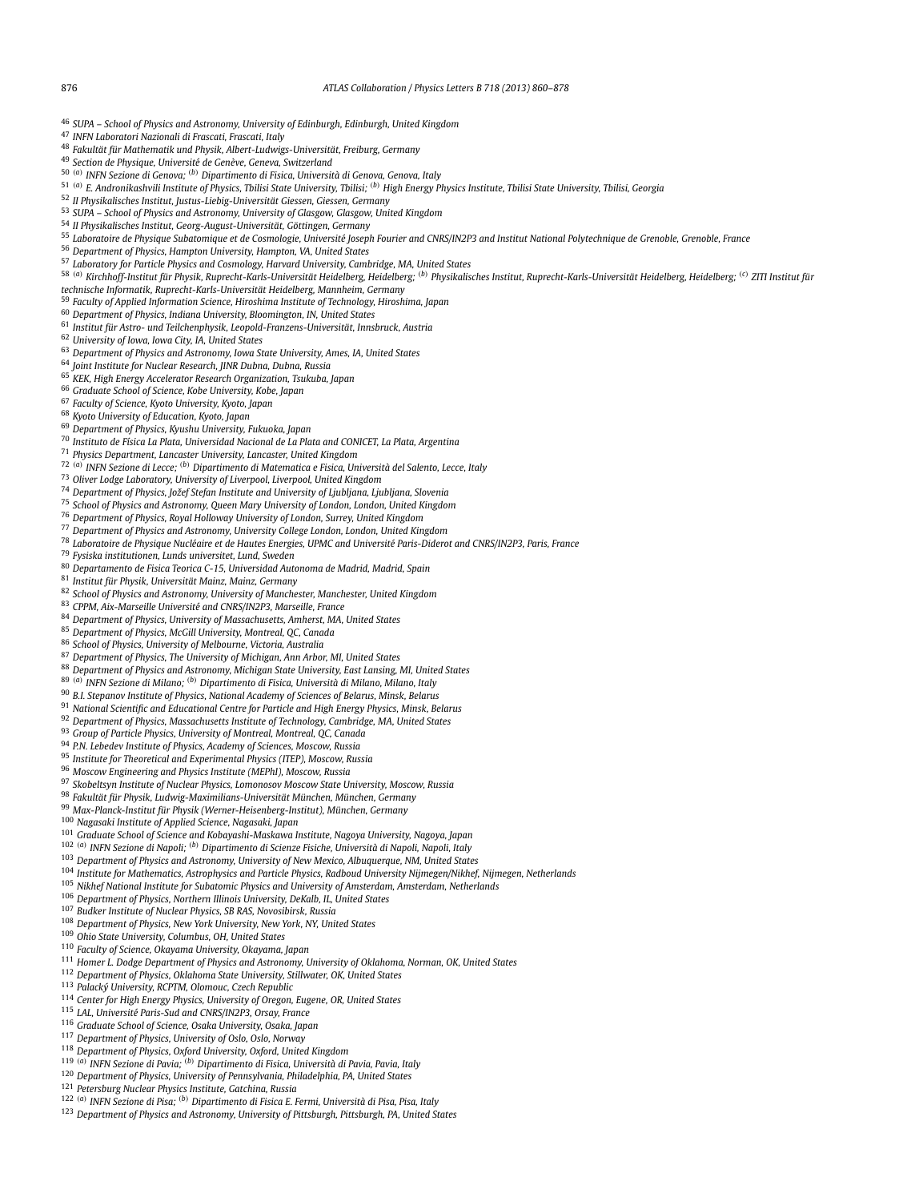[46] SUPA – School of Physics and Astronomy, University of Edinburgh, Edinburgh, United Kingdom
[47] INFN Laboratori Nazionali di Frascati, Frascati, Italy
[48] Fakultät für Mathematik und Physik, Albert-Ludwigs-Universität, Freiburg, Germany
[49] Section de Physique, Université de Genève, Geneva, Switzerland
[50] [(a)] INFN Sezione di Genova; [(b)] Dipartimento di Fisica, Università di Genova, Genova, Italy
[51] [(a)] E. Andronikashvili Institute of Physics, Tbilisi State University, Tbilisi; [(b)] High Energy Physics Institute, Tbilisi State University, Tbilisi, Georgia
[52] II Physikalisches Institut, Justus-Liebig-Universität Giessen, Giessen, Germany
[53] SUPA – School of Physics and Astronomy, University of Glasgow, Glasgow, United Kingdom
[54] II Physikalisches Institut, Georg-August-Universität, Göttingen, Germany
[55] Laboratoire de Physique Subatomique et de Cosmologie, Université Joseph Fourier and CNRS/IN2P3 and Institut National Polytechnique de Grenoble, Grenoble, France
[56] Department of Physics, Hampton University, Hampton, VA, United States
[57] Laboratory for Particle Physics and Cosmology, Harvard University, Cambridge, MA, United States
[58] [(a)] Kirchhoff-Institut für Physik, Ruprecht-Karls-Universität Heidelberg, Heidelberg; [(b)] Physikalisches Institut, Ruprecht-Karls-Universität Heidelberg, Heidelberg; [(c)] ZITI Institut für technische Informatik, Ruprecht-Karls-Universität Heidelberg, Mannheim, Germany
[59] Faculty of Applied Information Science, Hiroshima Institute of Technology, Hiroshima, Japan
[60] Department of Physics, Indiana University, Bloomington, IN, United States
[61] Institut für Astro- und Teilchenphysik, Leopold-Franzens-Universität, Innsbruck, Austria
[62] University of Iowa, Iowa City, IA, United States
[63] Department of Physics and Astronomy, Iowa State University, Ames, IA, United States
[64] Joint Institute for Nuclear Research, JINR Dubna, Dubna, Russia
[65] KEK, High Energy Accelerator Research Organization, Tsukuba, Japan
[66] Graduate School of Science, Kobe University, Kobe, Japan
[67] Faculty of Science, Kyoto University, Kyoto, Japan
[68] Kyoto University of Education, Kyoto, Japan
[69] Department of Physics, Kyushu University, Fukuoka, Japan
[70] Instituto de Física La Plata, Universidad Nacional de La Plata and CONICET, La Plata, Argentina
[71] Physics Department, Lancaster University, Lancaster, United Kingdom
[72] [(a)] INFN Sezione di Lecce; [(b)] Dipartimento di Matematica e Fisica, Università del Salento, Lecce, Italy
[73] Oliver Lodge Laboratory, University of Liverpool, Liverpool, United Kingdom
[74] Department of Physics, Jožef Stefan Institute and University of Ljubljana, Ljubljana, Slovenia
[75] School of Physics and Astronomy, Queen Mary University of London, London, United Kingdom
[76] Department of Physics, Royal Holloway University of London, Surrey, United Kingdom
[77] Department of Physics and Astronomy, University College London, London, United Kingdom
[78] Laboratoire de Physique Nucléaire et de Hautes Energies, UPMC and Université Paris-Diderot and CNRS/IN2P3, Paris, France
[79] Fysiska institutionen, Lunds universitet, Lund, Sweden
[80] Departamento de Fisica Teorica C-15, Universidad Autonoma de Madrid, Madrid, Spain
[81] Institut für Physik, Universität Mainz, Mainz, Germany
[82] School of Physics and Astronomy, University of Manchester, Manchester, United Kingdom
[83] CPPM, Aix-Marseille Université and CNRS/IN2P3, Marseille, France
[84] Department of Physics, University of Massachusetts, Amherst, MA, United States
[85] Department of Physics, McGill University, Montreal, QC, Canada
[86] School of Physics, University of Melbourne, Victoria, Australia
[87] Department of Physics, The University of Michigan, Ann Arbor, MI, United States
[88] Department of Physics and Astronomy, Michigan State University, East Lansing, MI, United States
[89] [(a)] INFN Sezione di Milano; [(b)] Dipartimento di Fisica, Università di Milano, Milano, Italy
[90] B.I. Stepanov Institute of Physics, National Academy of Sciences of Belarus, Minsk, Belarus
[91] National Scientific and Educational Centre for Particle and High Energy Physics, Minsk, Belarus
[92] Department of Physics, Massachusetts Institute of Technology, Cambridge, MA, United States
[93] Group of Particle Physics, University of Montreal, Montreal, QC, Canada
[94] P.N. Lebedev Institute of Physics, Academy of Sciences, Moscow, Russia
[95] Institute for Theoretical and Experimental Physics (ITEP), Moscow, Russia
[96] Moscow Engineering and Physics Institute (MEPhI), Moscow, Russia
[97] Skobeltsyn Institute of Nuclear Physics, Lomonosov Moscow State University, Moscow, Russia
[98] Fakultät für Physik, Ludwig-Maximilians-Universität München, München, Germany
[99] Max-Planck-Institut für Physik (Werner-Heisenberg-Institut), München, Germany
[100] Nagasaki Institute of Applied Science, Nagasaki, Japan
[101] Graduate School of Science and Kobayashi-Maskawa Institute, Nagoya University, Nagoya, Japan
[102] [(a)] INFN Sezione di Napoli; [(b)] Dipartimento di Scienze Fisiche, Università di Napoli, Napoli, Italy
[103] Department of Physics and Astronomy, University of New Mexico, Albuquerque, NM, United States
[104] Institute for Mathematics, Astrophysics and Particle Physics, Radboud University Nijmegen/Nikhef, Nijmegen, Netherlands
[105] Nikhef National Institute for Subatomic Physics and University of Amsterdam, Amsterdam, Netherlands
[106] Department of Physics, Northern Illinois University, DeKalb, IL, United States
[107] Budker Institute of Nuclear Physics, SB RAS, Novosibirsk, Russia
[108] Department of Physics, New York University, New York, NY, United States
[109] Ohio State University, Columbus, OH, United States
[110] Faculty of Science, Okayama University, Okayama, Japan
[111] Homer L. Dodge Department of Physics and Astronomy, University of Oklahoma, Norman, OK, United States
[112] Department of Physics, Oklahoma State University, Stillwater, OK, United States
[113] Palacký University, RCPTM, Olomouc, Czech Republic
[114] Center for High Energy Physics, University of Oregon, Eugene, OR, United States
[115] LAL, Université Paris-Sud and CNRS/IN2P3, Orsay, France
[116] Graduate School of Science, Osaka University, Osaka, Japan
[117] Department of Physics, University of Oslo, Oslo, Norway
[118] Department of Physics, Oxford University, Oxford, United Kingdom
[119] [(a)] INFN Sezione di Pavia; [(b)] Dipartimento di Fisica, Università di Pavia, Pavia, Italy
[120] Department of Physics, University of Pennsylvania, Philadelphia, PA, United States
[121] Petersburg Nuclear Physics Institute, Gatchina, Russia
[122] [(a)] INFN Sezione di Pisa; [(b)] Dipartimento di Fisica E. Fermi, Università di Pisa, Pisa, Italy
[123] Department of Physics and Astronomy, University of Pittsburgh, Pittsburgh, PA, United States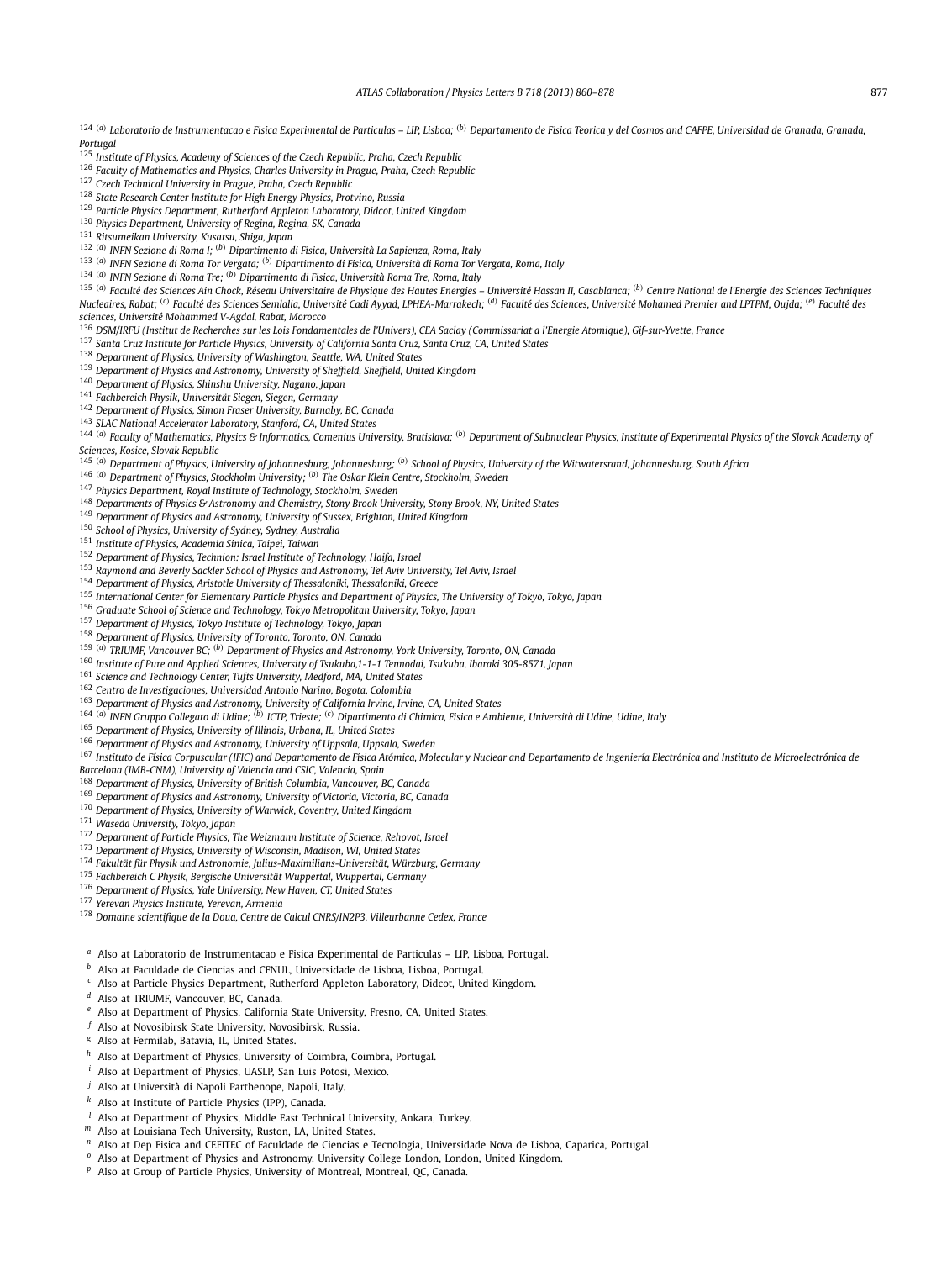[124] [(a)] Laboratorio de Instrumentacao e Fisica Experimental de Particulas – LIP, Lisboa; [(b)] Departamento de Fisica Teorica y del Cosmos and CAFPE, Universidad de Granada, Granada, Portugal

[125] Institute of Physics, Academy of Sciences of the Czech Republic, Praha, Czech Republic

[126] Faculty of Mathematics and Physics, Charles University in Prague, Praha, Czech Republic

[127] Czech Technical University in Prague, Praha, Czech Republic

[128] State Research Center Institute for High Energy Physics, Protvino, Russia

[129] Particle Physics Department, Rutherford Appleton Laboratory, Didcot, United Kingdom

[130] Physics Department, University of Regina, Regina, SK, Canada

[131] Ritsumeikan University, Kusatsu, Shiga, Japan

[132] [(a)] INFN Sezione di Roma I; [(b)] Dipartimento di Fisica, Università La Sapienza, Roma, Italy

[133] [(a)] INFN Sezione di Roma Tor Vergata; [(b)] Dipartimento di Fisica, Università di Roma Tor Vergata, Roma, Italy

[134] [(a)] INFN Sezione di Roma Tre; [(b)] Dipartimento di Fisica, Università Roma Tre, Roma, Italy

[135] [(a)] Faculté des Sciences Ain Chock, Réseau Universitaire de Physique des Hautes Energies – Université Hassan II, Casablanca; [(b)] Centre National de l'Energie des Sciences Techniques Nucleaires, Rabat; [(c)] Faculté des Sciences Semlalia, Université Cadi Ayyad, LPHEA-Marrakech; [(d)] Faculté des Sciences, Université Mohamed Premier and LPTPM, Oujda; [(e)] Faculté des sciences, Université Mohammed V-Agdal, Rabat, Morocco

[136] DSM/IRFU (Institut de Recherches sur les Lois Fondamentales de l'Univers), CEA Saclay (Commissariat a l'Energie Atomique), Gif-sur-Yvette, France

[137] Santa Cruz Institute for Particle Physics, University of California Santa Cruz, Santa Cruz, CA, United States

[138] Department of Physics, University of Washington, Seattle, WA, United States

[139] Department of Physics and Astronomy, University of Sheffield, Sheffield, United Kingdom

[140] Department of Physics, Shinshu University, Nagano, Japan

[141] Fachbereich Physik, Universität Siegen, Siegen, Germany

[142] Department of Physics, Simon Fraser University, Burnaby, BC, Canada

[143] SLAC National Accelerator Laboratory, Stanford, CA, United States

[144] [(a)] Faculty of Mathematics, Physics & Informatics, Comenius University, Bratislava; [(b)] Department of Subnuclear Physics, Institute of Experimental Physics of the Slovak Academy of Sciences, Kosice, Slovak Republic

[145] [(a)] Department of Physics, University of Johannesburg, Johannesburg; [(b)] School of Physics, University of the Witwatersrand, Johannesburg, South Africa

[146] [(a)] Department of Physics, Stockholm University; [(b)] The Oskar Klein Centre, Stockholm, Sweden

[147] Physics Department, Royal Institute of Technology, Stockholm, Sweden

[148] Departments of Physics & Astronomy and Chemistry, Stony Brook University, Stony Brook, NY, United States

[149] Department of Physics and Astronomy, University of Sussex, Brighton, United Kingdom

[150] School of Physics, University of Sydney, Sydney, Australia

[151] Institute of Physics, Academia Sinica, Taipei, Taiwan

[152] Department of Physics, Technion: Israel Institute of Technology, Haifa, Israel

[153] Raymond and Beverly Sackler School of Physics and Astronomy, Tel Aviv University, Tel Aviv, Israel

[154] Department of Physics, Aristotle University of Thessaloniki, Thessaloniki, Greece

[155] International Center for Elementary Particle Physics and Department of Physics, The University of Tokyo, Tokyo, Japan

[156] Graduate School of Science and Technology, Tokyo Metropolitan University, Tokyo, Japan

[157] Department of Physics, Tokyo Institute of Technology, Tokyo, Japan

[158] Department of Physics, University of Toronto, Toronto, ON, Canada

[159] [(a)] TRIUMF, Vancouver BC; [(b)] Department of Physics and Astronomy, York University, Toronto, ON, Canada

[160] Institute of Pure and Applied Sciences, University of Tsukuba,1-1-1 Tennodai, Tsukuba, Ibaraki 305-8571, Japan

[161] Science and Technology Center, Tufts University, Medford, MA, United States

[162] Centro de Investigaciones, Universidad Antonio Narino, Bogota, Colombia

[163] Department of Physics and Astronomy, University of California Irvine, Irvine, CA, United States

[164] [(a)] INFN Gruppo Collegato di Udine; [(b)] ICTP, Trieste; [(c)] Dipartimento di Chimica, Fisica e Ambiente, Università di Udine, Udine, Italy

[165] Department of Physics, University of Illinois, Urbana, IL, United States

[166] Department of Physics and Astronomy, University of Uppsala, Uppsala, Sweden

[167] Instituto de Física Corpuscular (IFIC) and Departamento de Física Atómica, Molecular y Nuclear and Departamento de Ingeniería Electrónica and Instituto de Microelectrónica de Barcelona (IMB-CNM), University of Valencia and CSIC, Valencia, Spain

[168] Department of Physics, University of British Columbia, Vancouver, BC, Canada

[169] Department of Physics and Astronomy, University of Victoria, Victoria, BC, Canada

[170] Department of Physics, University of Warwick, Coventry, United Kingdom

[171] Waseda University, Tokyo, Japan

[172] Department of Particle Physics, The Weizmann Institute of Science, Rehovot, Israel

[173] Department of Physics, University of Wisconsin, Madison, WI, United States

[174] Fakultät für Physik und Astronomie, Julius-Maximilians-Universität, Würzburg, Germany

[175] Fachbereich C Physik, Bergische Universität Wuppertal, Wuppertal, Germany

[176] Department of Physics, Yale University, New Haven, CT, United States

[177] Yerevan Physics Institute, Yerevan, Armenia

[178] Domaine scientifique de la Doua, Centre de Calcul CNRS/IN2P3, Villeurbanne Cedex, France

[a] Also at Laboratorio de Instrumentacao e Fisica Experimental de Particulas – LIP, Lisboa, Portugal.

[b] Also at Faculdade de Ciencias and CFNUL, Universidade de Lisboa, Lisboa, Portugal.

[c] Also at Particle Physics Department, Rutherford Appleton Laboratory, Didcot, United Kingdom.

[d] Also at TRIUMF, Vancouver, BC, Canada.

[e] Also at Department of Physics, California State University, Fresno, CA, United States.

[f] Also at Novosibirsk State University, Novosibirsk, Russia.

[g] Also at Fermilab, Batavia, IL, United States.

[h] Also at Department of Physics, University of Coimbra, Coimbra, Portugal.

[i] Also at Department of Physics, UASLP, San Luis Potosi, Mexico.

[j] Also at Università di Napoli Parthenope, Napoli, Italy.

[k] Also at Institute of Particle Physics (IPP), Canada.

[l] Also at Department of Physics, Middle East Technical University, Ankara, Turkey.

[m] Also at Louisiana Tech University, Ruston, LA, United States.

[n] Also at Dep Fisica and CEFITEC of Faculdade de Ciencias e Tecnologia, Universidade Nova de Lisboa, Caparica, Portugal.

[o] Also at Department of Physics and Astronomy, University College London, London, United Kingdom.

[p] Also at Group of Particle Physics, University of Montreal, Montreal, QC, Canada.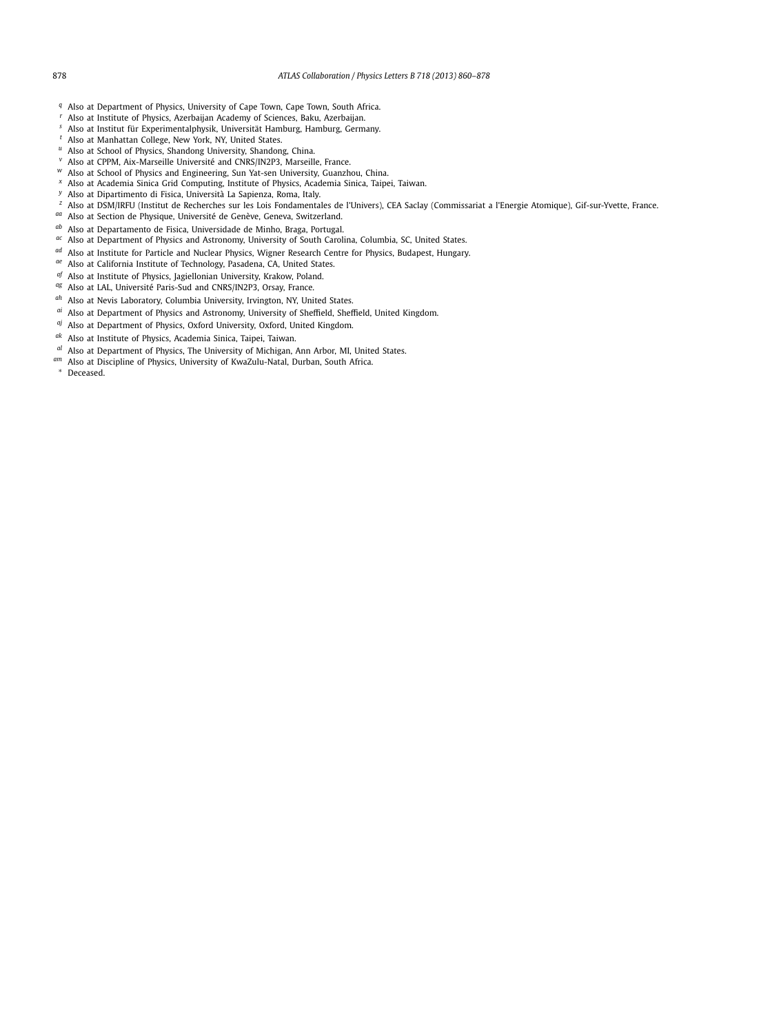[q] Also at Department of Physics, University of Cape Town, Cape Town, South Africa.
[r] Also at Institute of Physics, Azerbaijan Academy of Sciences, Baku, Azerbaijan.
[s] Also at Institut für Experimentalphysik, Universität Hamburg, Hamburg, Germany.
[t] Also at Manhattan College, New York, NY, United States.
[u] Also at School of Physics, Shandong University, Shandong, China.
[v] Also at CPPM, Aix-Marseille Université and CNRS/IN2P3, Marseille, France.
[w] Also at School of Physics and Engineering, Sun Yat-sen University, Guanzhou, China.
[x] Also at Academia Sinica Grid Computing, Institute of Physics, Academia Sinica, Taipei, Taiwan.
[y] Also at Dipartimento di Fisica, Università La Sapienza, Roma, Italy.
[z] Also at DSM/IRFU (Institut de Recherches sur les Lois Fondamentales de l'Univers), CEA Saclay (Commissariat a l'Energie Atomique), Gif-sur-Yvette, France.
[aa] Also at Section de Physique, Université de Genève, Geneva, Switzerland.
[ab] Also at Departamento de Fisica, Universidade de Minho, Braga, Portugal.
[ac] Also at Department of Physics and Astronomy, University of South Carolina, Columbia, SC, United States.
[ad] Also at Institute for Particle and Nuclear Physics, Wigner Research Centre for Physics, Budapest, Hungary.
[ae] Also at California Institute of Technology, Pasadena, CA, United States.
[af] Also at Institute of Physics, Jagiellonian University, Krakow, Poland.
[ag] Also at LAL, Université Paris-Sud and CNRS/IN2P3, Orsay, France.
[ah] Also at Nevis Laboratory, Columbia University, Irvington, NY, United States.
[ai] Also at Department of Physics and Astronomy, University of Sheffield, Sheffield, United Kingdom.
[aj] Also at Department of Physics, Oxford University, Oxford, United Kingdom.
[ak] Also at Institute of Physics, Academia Sinica, Taipei, Taiwan.
[al] Also at Department of Physics, The University of Michigan, Ann Arbor, MI, United States.
[am] Also at Discipline of Physics, University of KwaZulu-Natal, Durban, South Africa.
[*] Deceased.